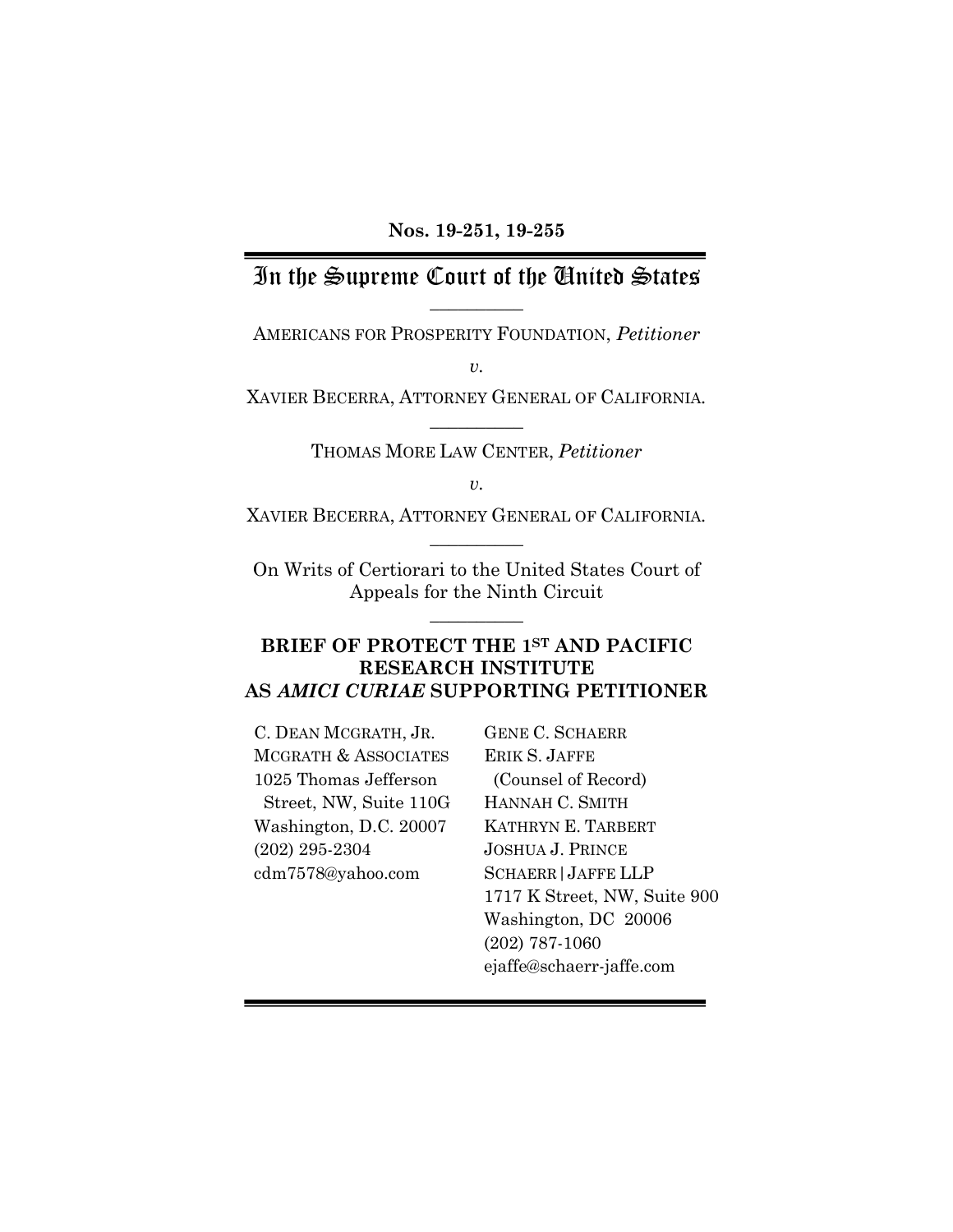Nos. 19-251, 19-255

# In the Supreme Court of the United States

---

AMERICANS FOR PROSPERITY FOUNDATION, *Petitioner*

*v.*

XAVIER BECERRA, ATTORNEY GENERAL OF CALIFORNIA.

---

THOMAS MORE LAW CENTER, *Petitioner*

*v.*

XAVIER BECERRA, ATTORNEY GENERAL OF CALIFORNIA.

---

On Writs of Certiorari to the United States Court of Appeals for the Ninth Circuit

---

**BRIEF OF PROTECT THE 1ST AND PACIFIC RESEARCH INSTITUTE AS *AMICI CURIAE* SUPPORTING PETITIONER**

C. DEAN MCGRATH, JR.
MCGRATH & ASSOCIATES
1025 Thomas Jefferson Street, NW, Suite 110G
Washington, D.C. 20007
(202) 295-2304
cdm7578@yahoo.com

GENE C. SCHAERR
ERIK S. JAFFE
(Counsel of Record)
HANNAH C. SMITH
KATHRYN E. TARBERT
JOSHUA J. PRINCE
SCHAERR | JAFFE LLP
1717 K Street, NW, Suite 900
Washington, DC 20006
(202) 787-1060
ejaffe@schaerr-jaffe.com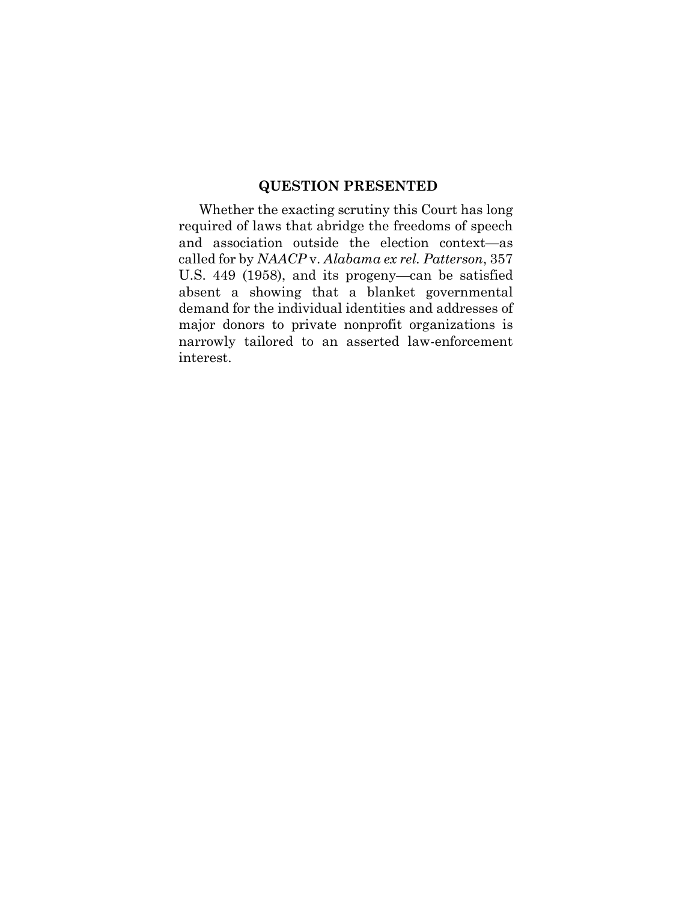## QUESTION PRESENTED

Whether the exacting scrutiny this Court has long required of laws that abridge the freedoms of speech and association outside the election context—as called for by *NAACP* v. *Alabama ex rel. Patterson*, 357 U.S. 449 (1958), and its progeny—can be satisfied absent a showing that a blanket governmental demand for the individual identities and addresses of major donors to private nonprofit organizations is narrowly tailored to an asserted law-enforcement interest.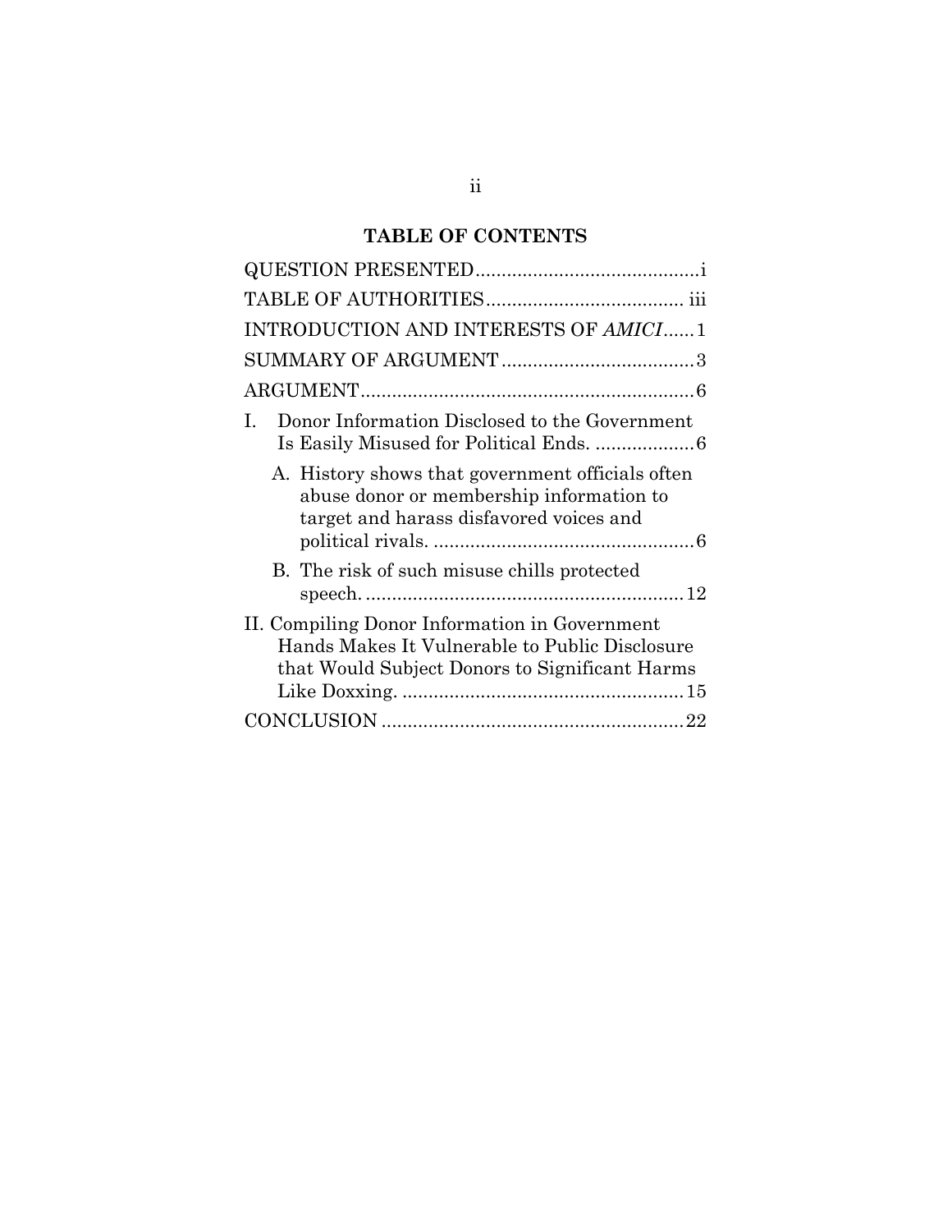## TABLE OF CONTENTS

| | |
|---|---|
| QUESTION PRESENTED | i |
| TABLE OF AUTHORITIES | iii |
| INTRODUCTION AND INTERESTS OF *AMICI* | 1 |
| SUMMARY OF ARGUMENT | 3 |
| ARGUMENT | 6 |
| I. Donor Information Disclosed to the Government Is Easily Misused for Political Ends. | 6 |
| A. History shows that government officials often abuse donor or membership information to target and harass disfavored voices and political rivals. | 6 |
| B. The risk of such misuse chills protected speech. | 12 |
| II. Compiling Donor Information in Government Hands Makes It Vulnerable to Public Disclosure that Would Subject Donors to Significant Harms Like Doxxing. | 15 |
| CONCLUSION | 22 |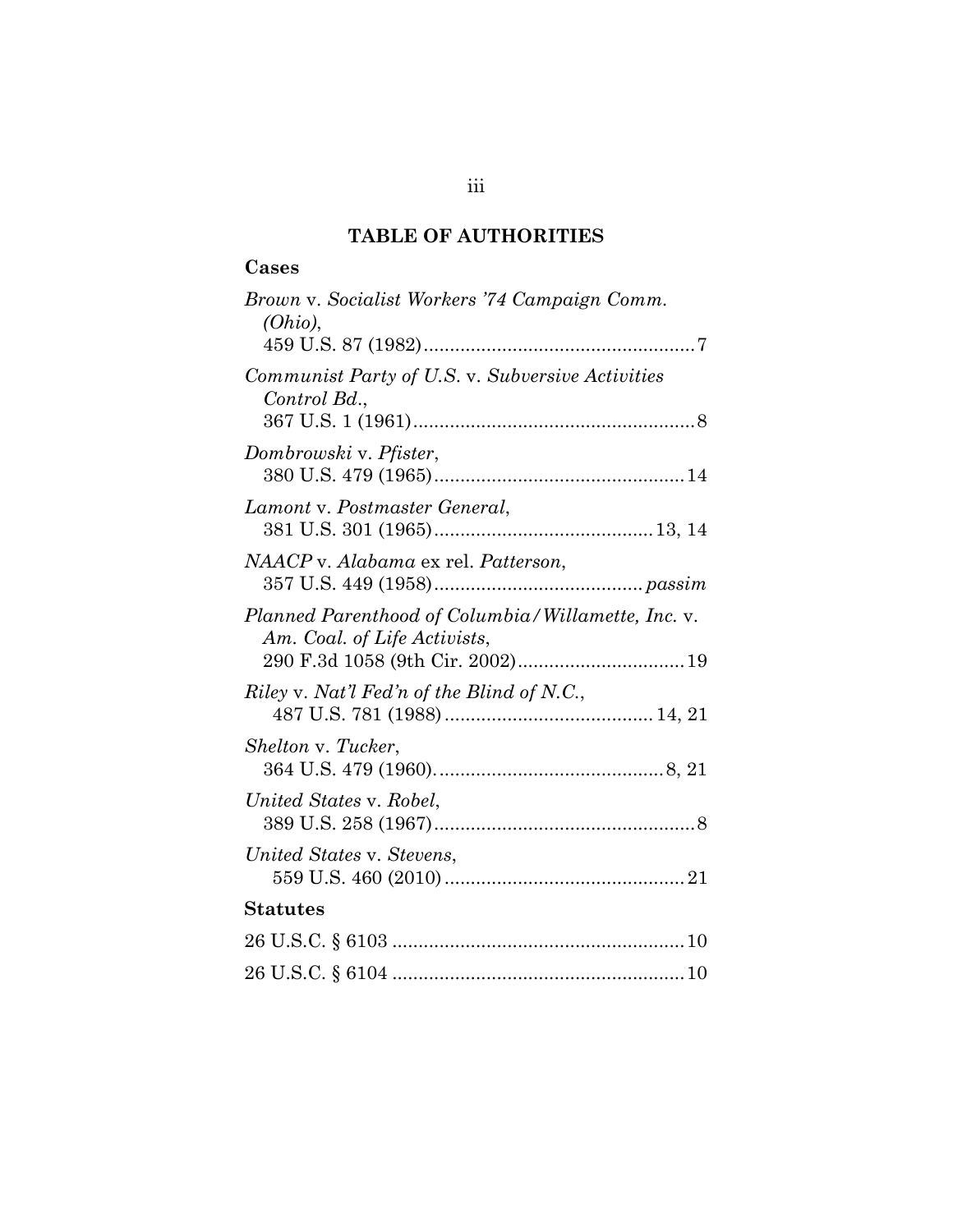## TABLE OF AUTHORITIES

### Cases

*Brown* v. *Socialist Workers '74 Campaign Comm. (Ohio)*,
459 U.S. 87 (1982)....................................................7

*Communist Party of U.S.* v. *Subversive Activities Control Bd.*,
367 U.S. 1 (1961)......................................................8

*Dombrowski* v. *Pfister*,
380 U.S. 479 (1965)................................................14

*Lamont* v. *Postmaster General*,
381 U.S. 301 (1965)..........................................13, 14

*NAACP* v. *Alabama* ex rel. *Patterson*,
357 U.S. 449 (1958)........................................*passim*

*Planned Parenthood of Columbia/Willamette, Inc.* v. *Am. Coal. of Life Activists*,
290 F.3d 1058 (9th Cir. 2002)................................19

*Riley* v. *Nat'l Fed'n of the Blind of N.C.*,
487 U.S. 781 (1988)........................................14, 21

*Shelton* v. *Tucker*,
364 U.S. 479 (1960)............................................8, 21

*United States* v. *Robel*,
389 U.S. 258 (1967)..................................................8

*United States* v. *Stevens*,
559 U.S. 460 (2010)................................................21

### Statutes

26 U.S.C. § 6103 .......................................................10

26 U.S.C. § 6104 .......................................................10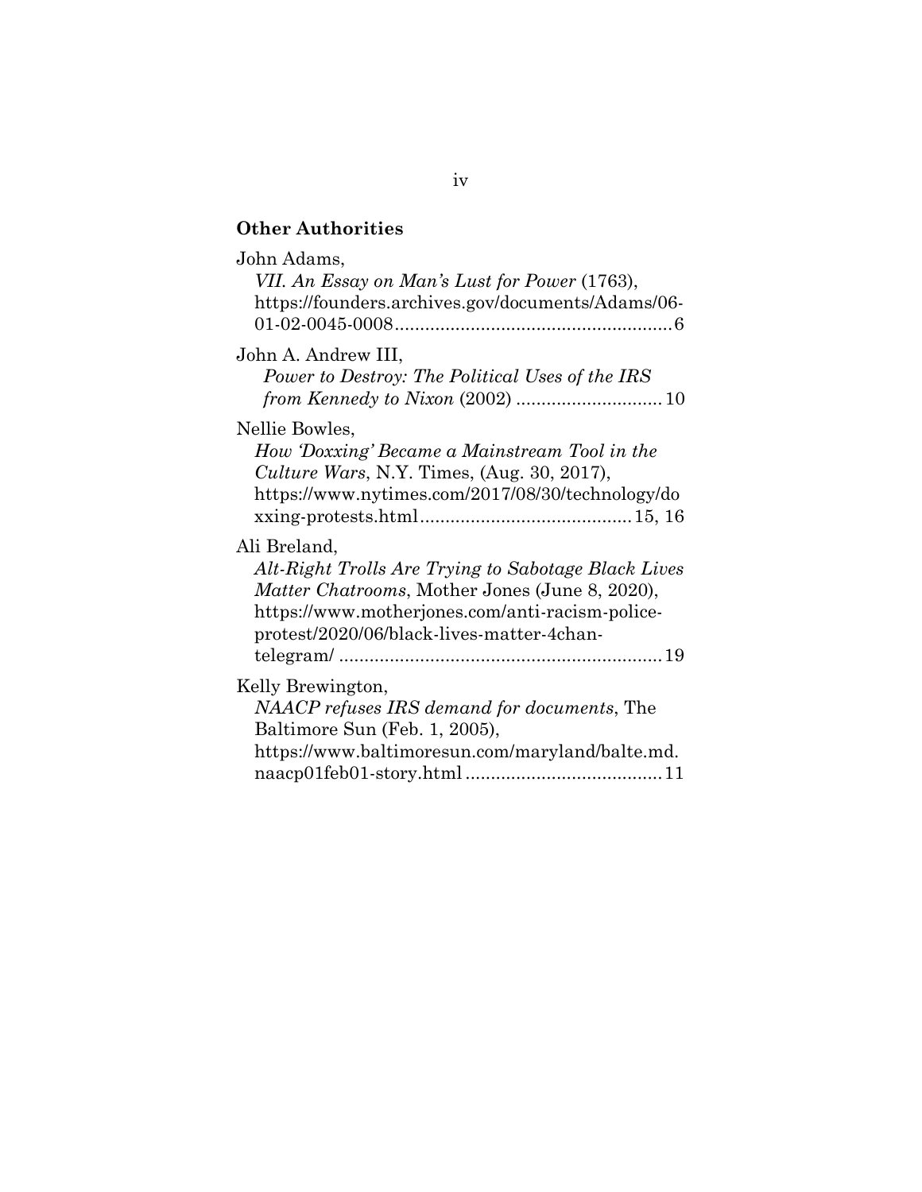**Other Authorities**

John Adams,
*VII. An Essay on Man's Lust for Power* (1763), https://founders.archives.gov/documents/Adams/06-01-02-0045-0008 ........................................................ 6

John A. Andrew III,
*Power to Destroy: The Political Uses of the IRS from Kennedy to Nixon* (2002) ............................ 10

Nellie Bowles,
*How 'Doxxing' Became a Mainstream Tool in the Culture Wars*, N.Y. Times, (Aug. 30, 2017), https://www.nytimes.com/2017/08/30/technology/doxxing-protests.html ......................................... 15, 16

Ali Breland,
*Alt-Right Trolls Are Trying to Sabotage Black Lives Matter Chatrooms*, Mother Jones (June 8, 2020), https://www.motherjones.com/anti-racism-police-protest/2020/06/black-lives-matter-4chan-telegram/ ............................................................... 19

Kelly Brewington,
*NAACP refuses IRS demand for documents*, The Baltimore Sun (Feb. 1, 2005), https://www.baltimoresun.com/maryland/balte.md.naacp01feb01-story.html ...................................... 11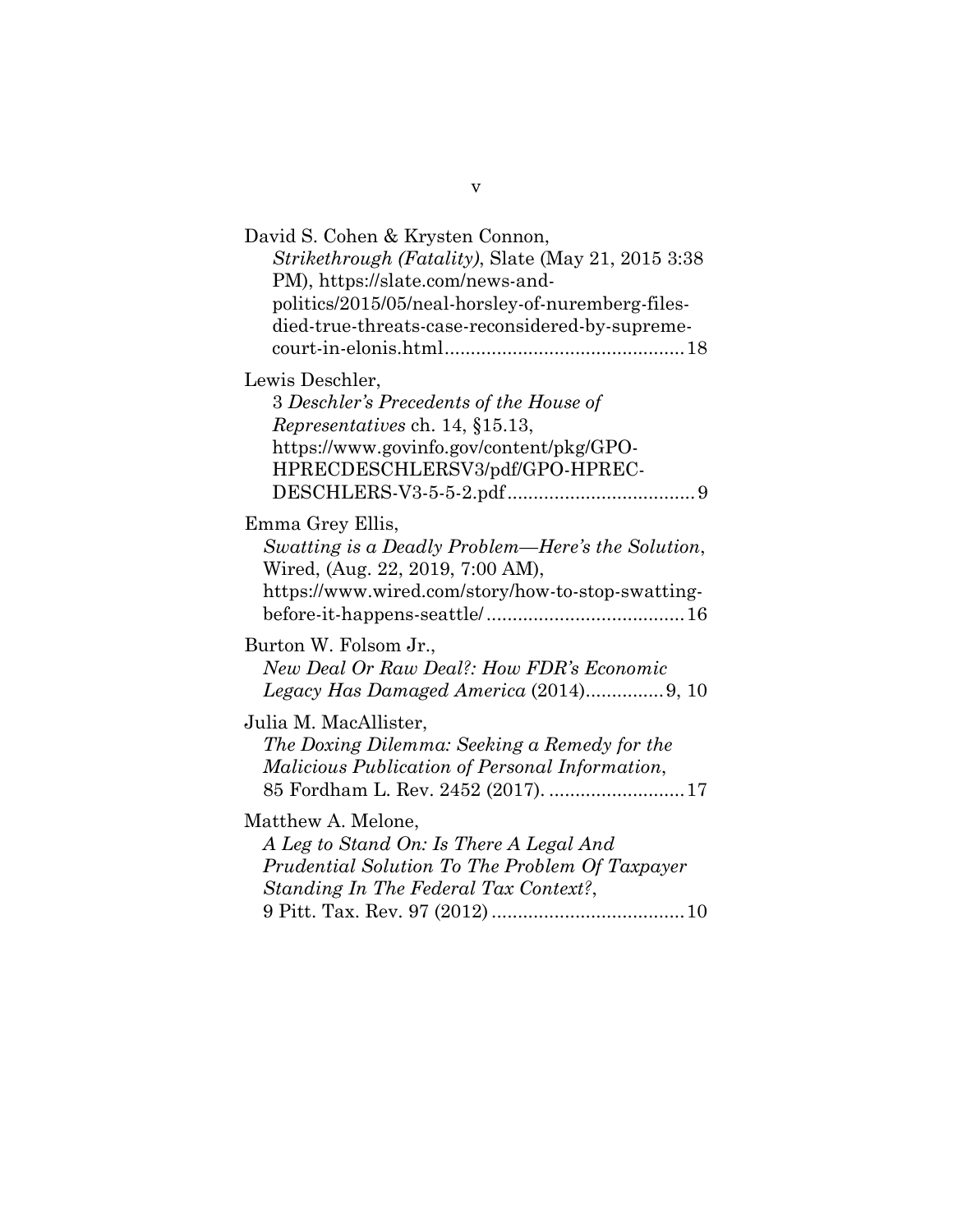David S. Cohen & Krysten Connon,
*Strikethrough (Fatality)*, Slate (May 21, 2015 3:38 PM), https://slate.com/news-and-politics/2015/05/neal-horsley-of-nuremberg-files-died-true-threats-case-reconsidered-by-supreme-court-in-elonis.html............................................18

Lewis Deschler,
3 *Deschler's Precedents of the House of Representatives* ch. 14, §15.13, https://www.govinfo.gov/content/pkg/GPO-HPRECDESCHLERSV3/pdf/GPO-HPREC-DESCHLERS-V3-5-5-2.pdf....................................9

Emma Grey Ellis,
*Swatting is a Deadly Problem—Here's the Solution*, Wired, (Aug. 22, 2019, 7:00 AM), https://www.wired.com/story/how-to-stop-swatting-before-it-happens-seattle/......................................16

Burton W. Folsom Jr.,
*New Deal Or Raw Deal?: How FDR's Economic Legacy Has Damaged America* (2014)...............9, 10

Julia M. MacAllister,
*The Doxing Dilemma: Seeking a Remedy for the Malicious Publication of Personal Information*, 85 Fordham L. Rev. 2452 (2017). ..........................17

Matthew A. Melone,
*A Leg to Stand On: Is There A Legal And Prudential Solution To The Problem Of Taxpayer Standing In The Federal Tax Context?*, 9 Pitt. Tax. Rev. 97 (2012) .....................................10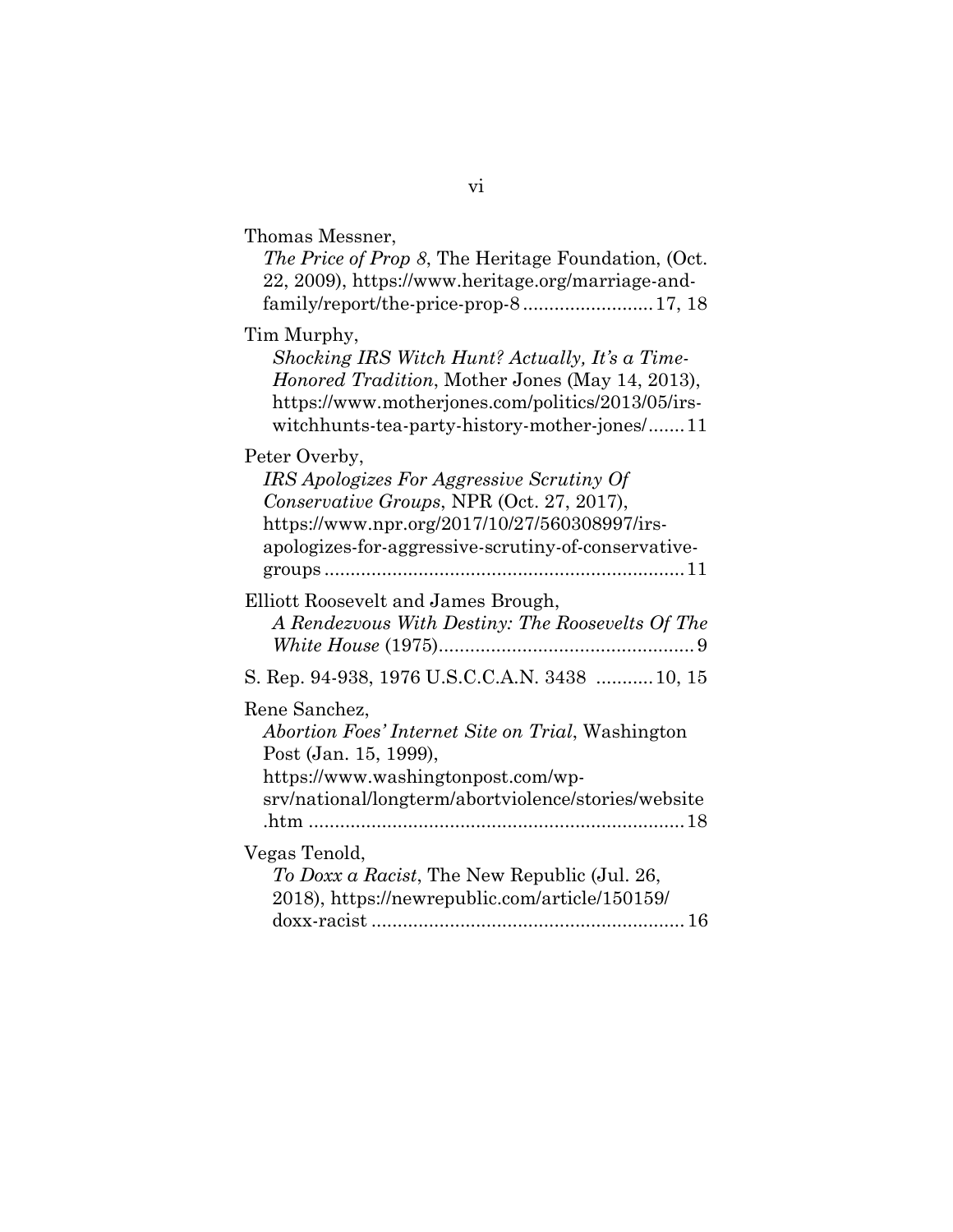Thomas Messner,
*The Price of Prop 8*, The Heritage Foundation, (Oct. 22, 2009), https://www.heritage.org/marriage-and-family/report/the-price-prop-8 ........................ 17, 18

Tim Murphy,
*Shocking IRS Witch Hunt? Actually, It's a Time-Honored Tradition*, Mother Jones (May 14, 2013), https://www.motherjones.com/politics/2013/05/irs-witchhunts-tea-party-history-mother-jones/....... 11

Peter Overby,
*IRS Apologizes For Aggressive Scrutiny Of Conservative Groups*, NPR (Oct. 27, 2017), https://www.npr.org/2017/10/27/560308997/irs-apologizes-for-aggressive-scrutiny-of-conservative-groups .................................................................... 11

Elliott Roosevelt and James Brough,
*A Rendezvous With Destiny: The Roosevelts Of The White House* (1975)................................................ 9

S. Rep. 94-938, 1976 U.S.C.C.A.N. 3438 ........... 10, 15

Rene Sanchez,
*Abortion Foes' Internet Site on Trial*, Washington Post (Jan. 15, 1999), https://www.washingtonpost.com/wp-srv/national/longterm/abortviolence/stories/website.htm ....................................................................... 18

Vegas Tenold,
*To Doxx a Racist*, The New Republic (Jul. 26, 2018), https://newrepublic.com/article/150159/doxx-racist ........................................................... 16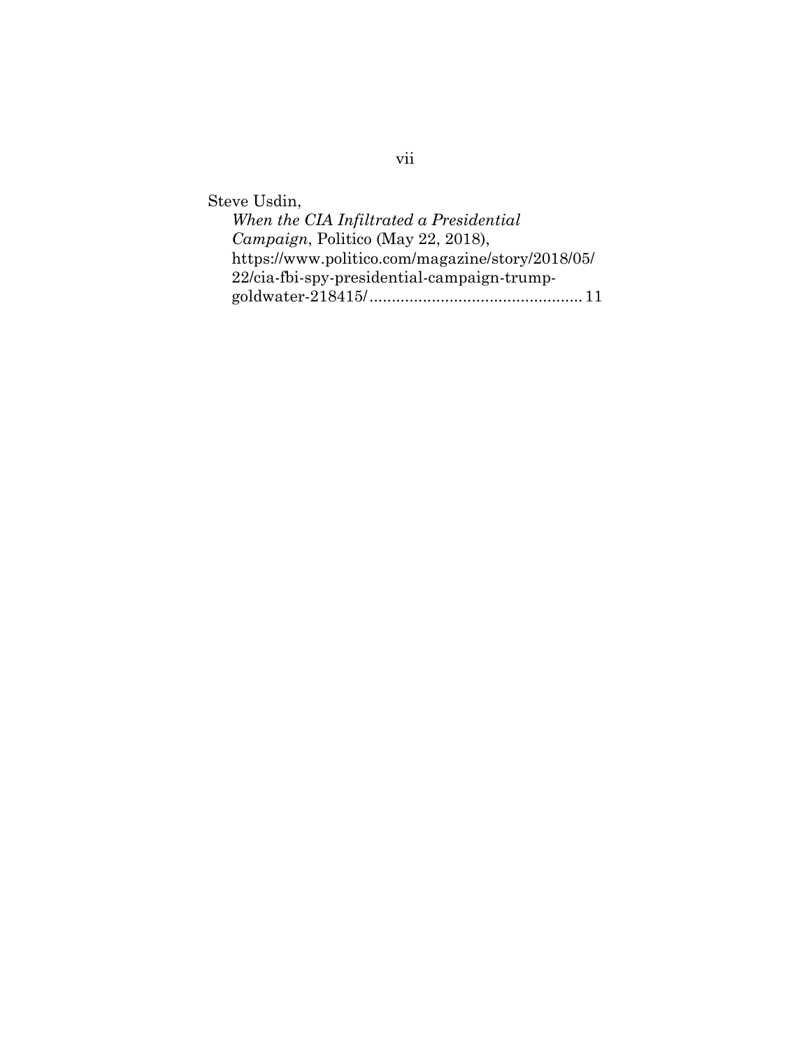Steve Usdin,
*When the CIA Infiltrated a Presidential Campaign*, Politico (May 22, 2018), https://www.politico.com/magazine/story/2018/05/22/cia-fbi-spy-presidential-campaign-trump-goldwater-218415/ ............................................... 11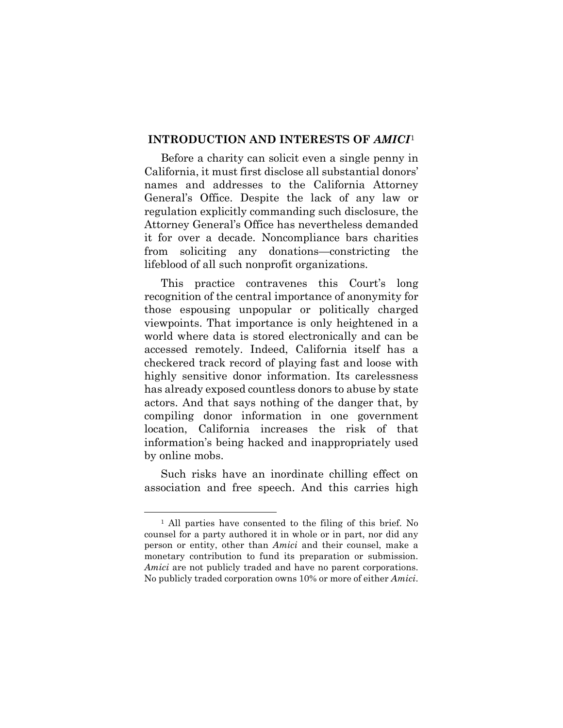## INTRODUCTION AND INTERESTS OF *AMICI*[1]

Before a charity can solicit even a single penny in California, it must first disclose all substantial donors' names and addresses to the California Attorney General's Office. Despite the lack of any law or regulation explicitly commanding such disclosure, the Attorney General's Office has nevertheless demanded it for over a decade. Noncompliance bars charities from soliciting any donations—constricting the lifeblood of all such nonprofit organizations.

This practice contravenes this Court's long recognition of the central importance of anonymity for those espousing unpopular or politically charged viewpoints. That importance is only heightened in a world where data is stored electronically and can be accessed remotely. Indeed, California itself has a checkered track record of playing fast and loose with highly sensitive donor information. Its carelessness has already exposed countless donors to abuse by state actors. And that says nothing of the danger that, by compiling donor information in one government location, California increases the risk of that information's being hacked and inappropriately used by online mobs.

Such risks have an inordinate chilling effect on association and free speech. And this carries high

---

[1] All parties have consented to the filing of this brief. No counsel for a party authored it in whole or in part, nor did any person or entity, other than *Amici* and their counsel, make a monetary contribution to fund its preparation or submission. *Amici* are not publicly traded and have no parent corporations. No publicly traded corporation owns 10% or more of either *Amici*.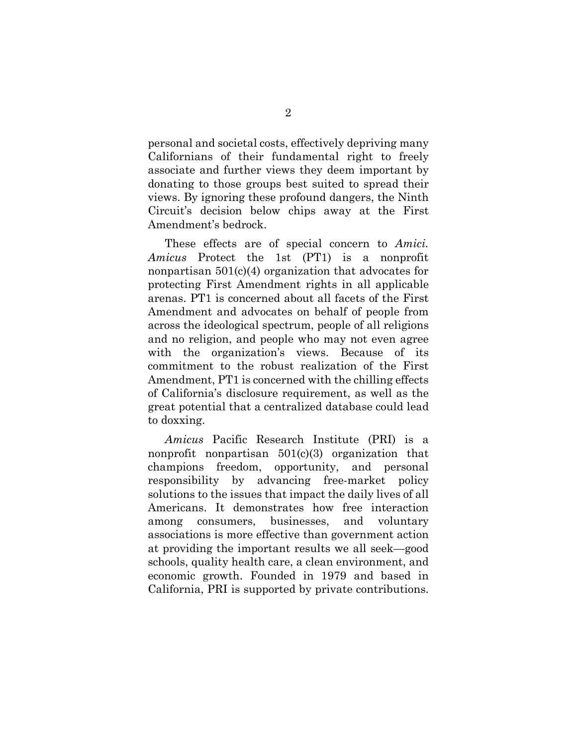personal and societal costs, effectively depriving many Californians of their fundamental right to freely associate and further views they deem important by donating to those groups best suited to spread their views. By ignoring these profound dangers, the Ninth Circuit's decision below chips away at the First Amendment's bedrock.

These effects are of special concern to *Amici*. *Amicus* Protect the 1st (PT1) is a nonprofit nonpartisan 501(c)(4) organization that advocates for protecting First Amendment rights in all applicable arenas. PT1 is concerned about all facets of the First Amendment and advocates on behalf of people from across the ideological spectrum, people of all religions and no religion, and people who may not even agree with the organization's views. Because of its commitment to the robust realization of the First Amendment, PT1 is concerned with the chilling effects of California's disclosure requirement, as well as the great potential that a centralized database could lead to doxxing.

*Amicus* Pacific Research Institute (PRI) is a nonprofit nonpartisan 501(c)(3) organization that champions freedom, opportunity, and personal responsibility by advancing free-market policy solutions to the issues that impact the daily lives of all Americans. It demonstrates how free interaction among consumers, businesses, and voluntary associations is more effective than government action at providing the important results we all seek—good schools, quality health care, a clean environment, and economic growth. Founded in 1979 and based in California, PRI is supported by private contributions.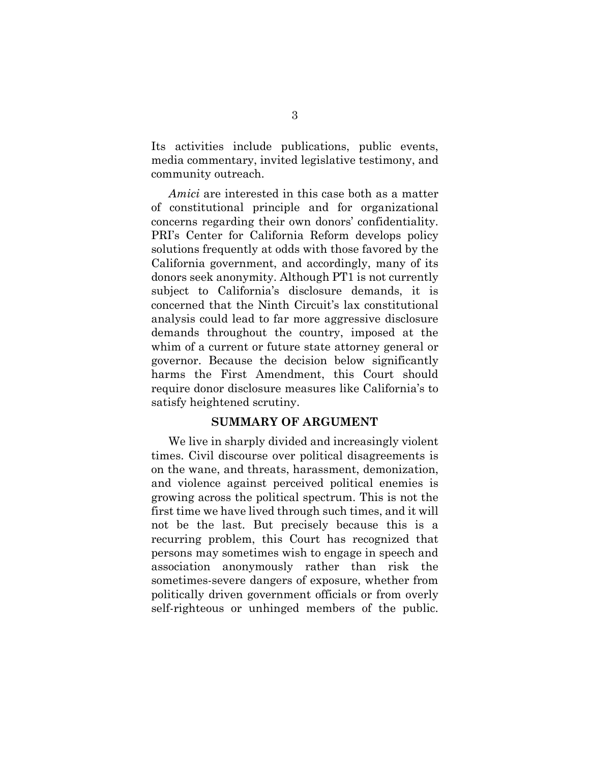Its activities include publications, public events, media commentary, invited legislative testimony, and community outreach.

*Amici* are interested in this case both as a matter of constitutional principle and for organizational concerns regarding their own donors' confidentiality. PRI's Center for California Reform develops policy solutions frequently at odds with those favored by the California government, and accordingly, many of its donors seek anonymity. Although PT1 is not currently subject to California's disclosure demands, it is concerned that the Ninth Circuit's lax constitutional analysis could lead to far more aggressive disclosure demands throughout the country, imposed at the whim of a current or future state attorney general or governor. Because the decision below significantly harms the First Amendment, this Court should require donor disclosure measures like California's to satisfy heightened scrutiny.

## SUMMARY OF ARGUMENT

We live in sharply divided and increasingly violent times. Civil discourse over political disagreements is on the wane, and threats, harassment, demonization, and violence against perceived political enemies is growing across the political spectrum. This is not the first time we have lived through such times, and it will not be the last. But precisely because this is a recurring problem, this Court has recognized that persons may sometimes wish to engage in speech and association anonymously rather than risk the sometimes-severe dangers of exposure, whether from politically driven government officials or from overly self-righteous or unhinged members of the public.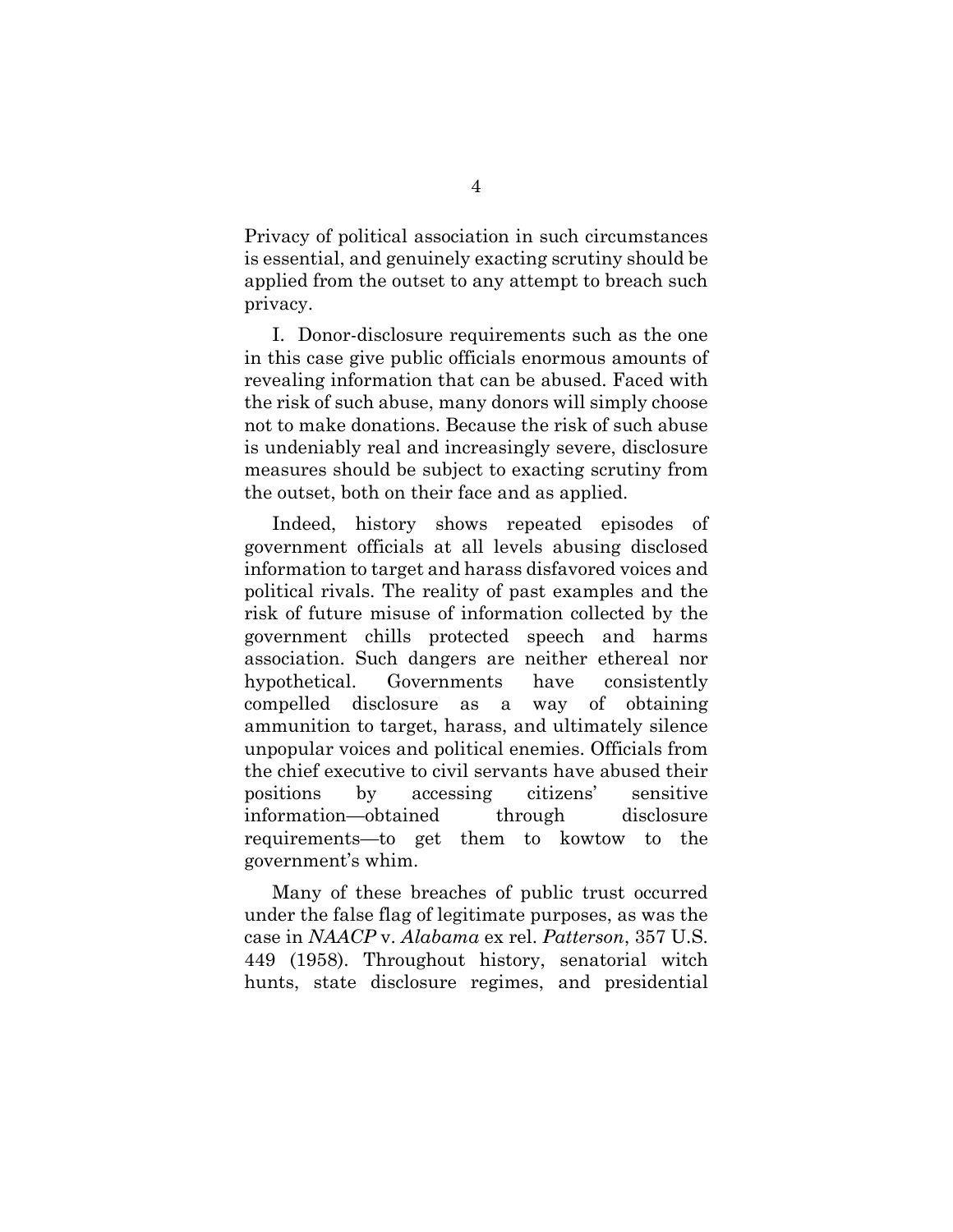Privacy of political association in such circumstances is essential, and genuinely exacting scrutiny should be applied from the outset to any attempt to breach such privacy.

I. Donor-disclosure requirements such as the one in this case give public officials enormous amounts of revealing information that can be abused. Faced with the risk of such abuse, many donors will simply choose not to make donations. Because the risk of such abuse is undeniably real and increasingly severe, disclosure measures should be subject to exacting scrutiny from the outset, both on their face and as applied.

Indeed, history shows repeated episodes of government officials at all levels abusing disclosed information to target and harass disfavored voices and political rivals. The reality of past examples and the risk of future misuse of information collected by the government chills protected speech and harms association. Such dangers are neither ethereal nor hypothetical. Governments have consistently compelled disclosure as a way of obtaining ammunition to target, harass, and ultimately silence unpopular voices and political enemies. Officials from the chief executive to civil servants have abused their positions by accessing citizens' sensitive information—obtained through disclosure requirements—to get them to kowtow to the government's whim.

Many of these breaches of public trust occurred under the false flag of legitimate purposes, as was the case in *NAACP* v. *Alabama* ex rel. *Patterson*, 357 U.S. 449 (1958). Throughout history, senatorial witch hunts, state disclosure regimes, and presidential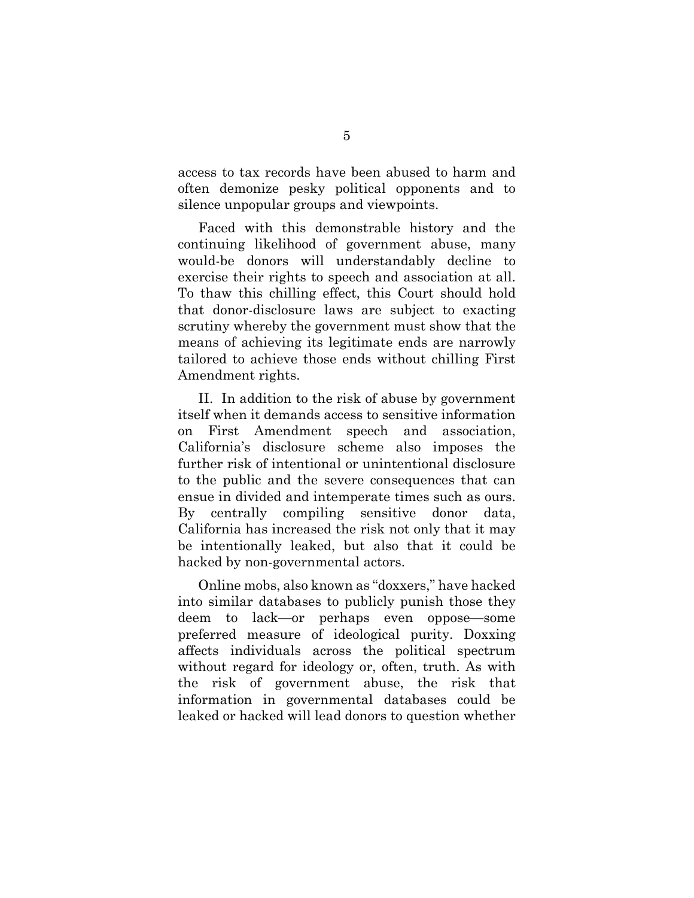access to tax records have been abused to harm and often demonize pesky political opponents and to silence unpopular groups and viewpoints.

Faced with this demonstrable history and the continuing likelihood of government abuse, many would-be donors will understandably decline to exercise their rights to speech and association at all. To thaw this chilling effect, this Court should hold that donor-disclosure laws are subject to exacting scrutiny whereby the government must show that the means of achieving its legitimate ends are narrowly tailored to achieve those ends without chilling First Amendment rights.

II. In addition to the risk of abuse by government itself when it demands access to sensitive information on First Amendment speech and association, California's disclosure scheme also imposes the further risk of intentional or unintentional disclosure to the public and the severe consequences that can ensue in divided and intemperate times such as ours. By centrally compiling sensitive donor data, California has increased the risk not only that it may be intentionally leaked, but also that it could be hacked by non-governmental actors.

Online mobs, also known as "doxxers," have hacked into similar databases to publicly punish those they deem to lack—or perhaps even oppose—some preferred measure of ideological purity. Doxxing affects individuals across the political spectrum without regard for ideology or, often, truth. As with the risk of government abuse, the risk that information in governmental databases could be leaked or hacked will lead donors to question whether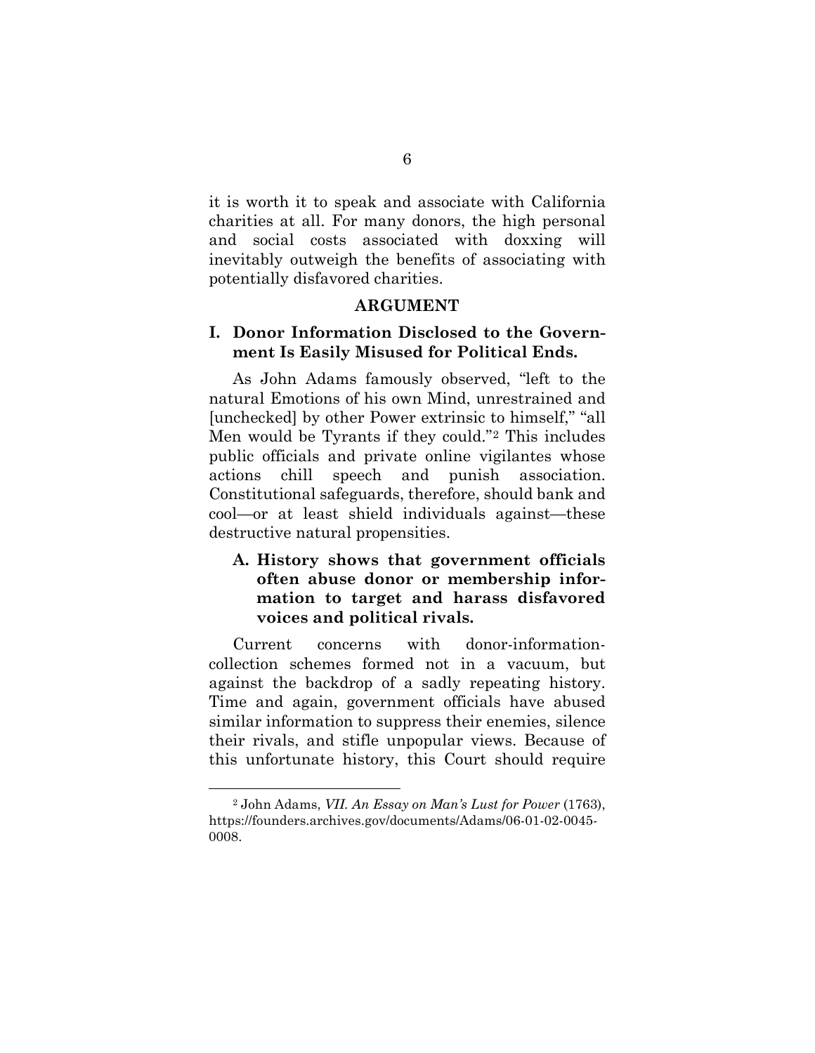it is worth it to speak and associate with California charities at all. For many donors, the high personal and social costs associated with doxxing will inevitably outweigh the benefits of associating with potentially disfavored charities.

## ARGUMENT

### I. Donor Information Disclosed to the Government Is Easily Misused for Political Ends.

As John Adams famously observed, "left to the natural Emotions of his own Mind, unrestrained and [unchecked] by other Power extrinsic to himself," "all Men would be Tyrants if they could."[2] This includes public officials and private online vigilantes whose actions chill speech and punish association. Constitutional safeguards, therefore, should bank and cool—or at least shield individuals against—these destructive natural propensities.

#### A. History shows that government officials often abuse donor or membership information to target and harass disfavored voices and political rivals.

Current concerns with donor-information-collection schemes formed not in a vacuum, but against the backdrop of a sadly repeating history. Time and again, government officials have abused similar information to suppress their enemies, silence their rivals, and stifle unpopular views. Because of this unfortunate history, this Court should require

---

[2] John Adams, *VII. An Essay on Man's Lust for Power* (1763), https://founders.archives.gov/documents/Adams/06-01-02-0045-0008.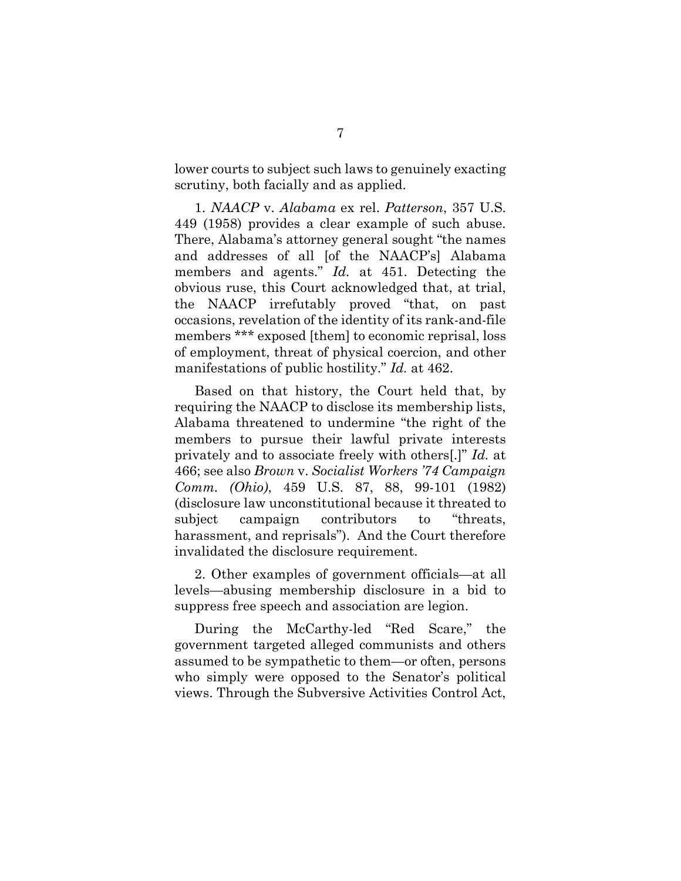lower courts to subject such laws to genuinely exacting scrutiny, both facially and as applied.

1. *NAACP* v. *Alabama* ex rel. *Patterson*, 357 U.S. 449 (1958) provides a clear example of such abuse. There, Alabama's attorney general sought "the names and addresses of all [of the NAACP's] Alabama members and agents." *Id.* at 451. Detecting the obvious ruse, this Court acknowledged that, at trial, the NAACP irrefutably proved "that, on past occasions, revelation of the identity of its rank-and-file members *** exposed [them] to economic reprisal, loss of employment, threat of physical coercion, and other manifestations of public hostility." *Id.* at 462.

Based on that history, the Court held that, by requiring the NAACP to disclose its membership lists, Alabama threatened to undermine "the right of the members to pursue their lawful private interests privately and to associate freely with others[.]" *Id.* at 466; see also *Brown* v. *Socialist Workers '74 Campaign Comm. (Ohio)*, 459 U.S. 87, 88, 99-101 (1982) (disclosure law unconstitutional because it threated to subject campaign contributors to "threats, harassment, and reprisals"). And the Court therefore invalidated the disclosure requirement.

2. Other examples of government officials—at all levels—abusing membership disclosure in a bid to suppress free speech and association are legion.

During the McCarthy-led "Red Scare," the government targeted alleged communists and others assumed to be sympathetic to them—or often, persons who simply were opposed to the Senator's political views. Through the Subversive Activities Control Act,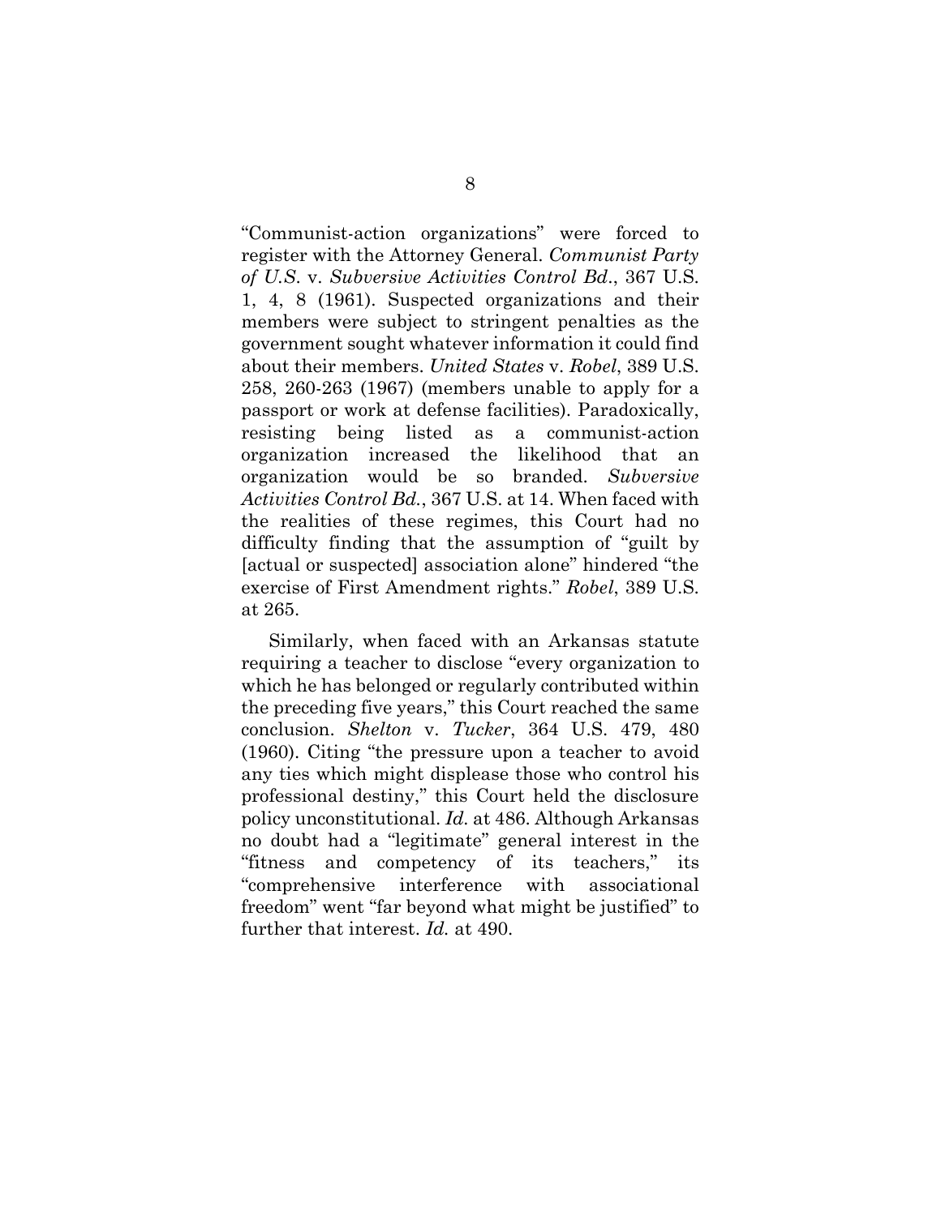"Communist-action organizations" were forced to register with the Attorney General. *Communist Party of U.S.* v. *Subversive Activities Control Bd*., 367 U.S. 1, 4, 8 (1961). Suspected organizations and their members were subject to stringent penalties as the government sought whatever information it could find about their members. *United States* v. *Robel*, 389 U.S. 258, 260-263 (1967) (members unable to apply for a passport or work at defense facilities). Paradoxically, resisting being listed as a communist-action organization increased the likelihood that an organization would be so branded. *Subversive Activities Control Bd.*, 367 U.S. at 14. When faced with the realities of these regimes, this Court had no difficulty finding that the assumption of "guilt by [actual or suspected] association alone" hindered "the exercise of First Amendment rights." *Robel*, 389 U.S. at 265.

Similarly, when faced with an Arkansas statute requiring a teacher to disclose "every organization to which he has belonged or regularly contributed within the preceding five years," this Court reached the same conclusion. *Shelton* v. *Tucker*, 364 U.S. 479, 480 (1960). Citing "the pressure upon a teacher to avoid any ties which might displease those who control his professional destiny," this Court held the disclosure policy unconstitutional. *Id.* at 486. Although Arkansas no doubt had a "legitimate" general interest in the "fitness and competency of its teachers," its "comprehensive interference with associational freedom" went "far beyond what might be justified" to further that interest. *Id.* at 490.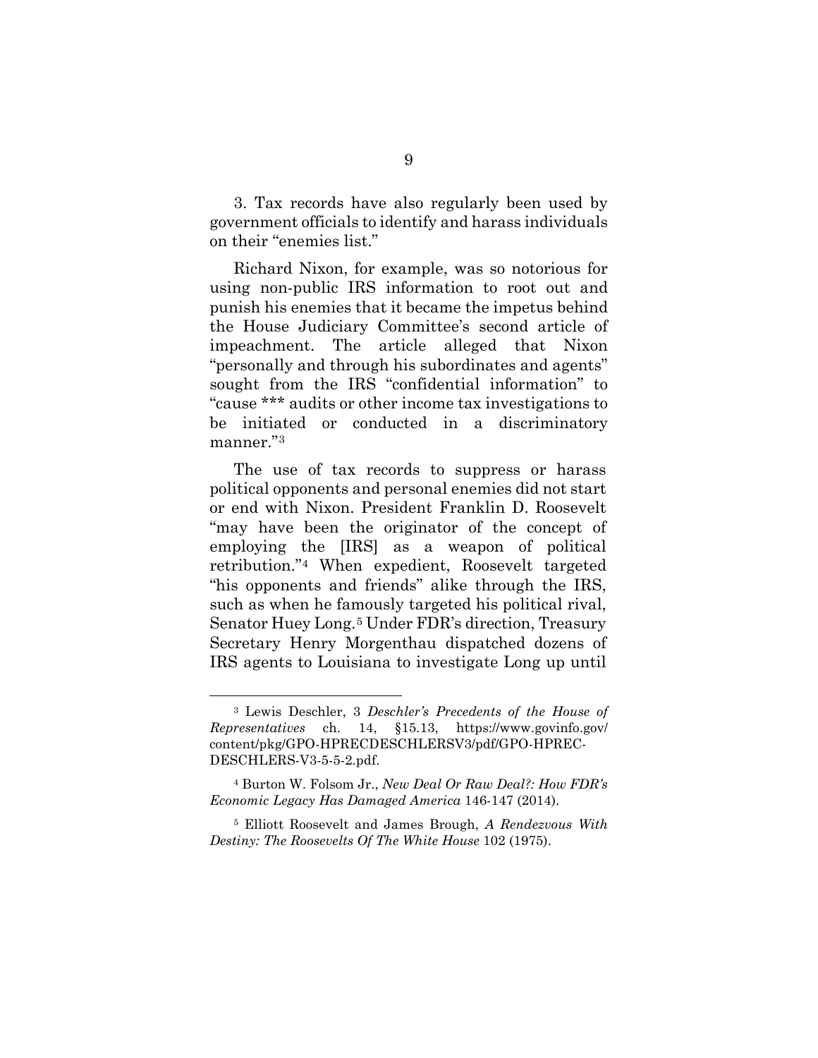3. Tax records have also regularly been used by government officials to identify and harass individuals on their "enemies list."

Richard Nixon, for example, was so notorious for using non-public IRS information to root out and punish his enemies that it became the impetus behind the House Judiciary Committee's second article of impeachment. The article alleged that Nixon "personally and through his subordinates and agents" sought from the IRS "confidential information" to "cause *** audits or other income tax investigations to be initiated or conducted in a discriminatory manner."[3]

The use of tax records to suppress or harass political opponents and personal enemies did not start or end with Nixon. President Franklin D. Roosevelt "may have been the originator of the concept of employing the [IRS] as a weapon of political retribution."[4] When expedient, Roosevelt targeted "his opponents and friends" alike through the IRS, such as when he famously targeted his political rival, Senator Huey Long.[5] Under FDR's direction, Treasury Secretary Henry Morgenthau dispatched dozens of IRS agents to Louisiana to investigate Long up until

---

[3] Lewis Deschler, 3 *Deschler's Precedents of the House of Representatives* ch. 14, §15.13, https://www.govinfo.gov/content/pkg/GPO-HPRECDESCHLERSV3/pdf/GPO-HPREC-DESCHLERS-V3-5-5-2.pdf.

[4] Burton W. Folsom Jr., *New Deal Or Raw Deal?: How FDR's Economic Legacy Has Damaged America* 146-147 (2014).

[5] Elliott Roosevelt and James Brough, *A Rendezvous With Destiny: The Roosevelts Of The White House* 102 (1975).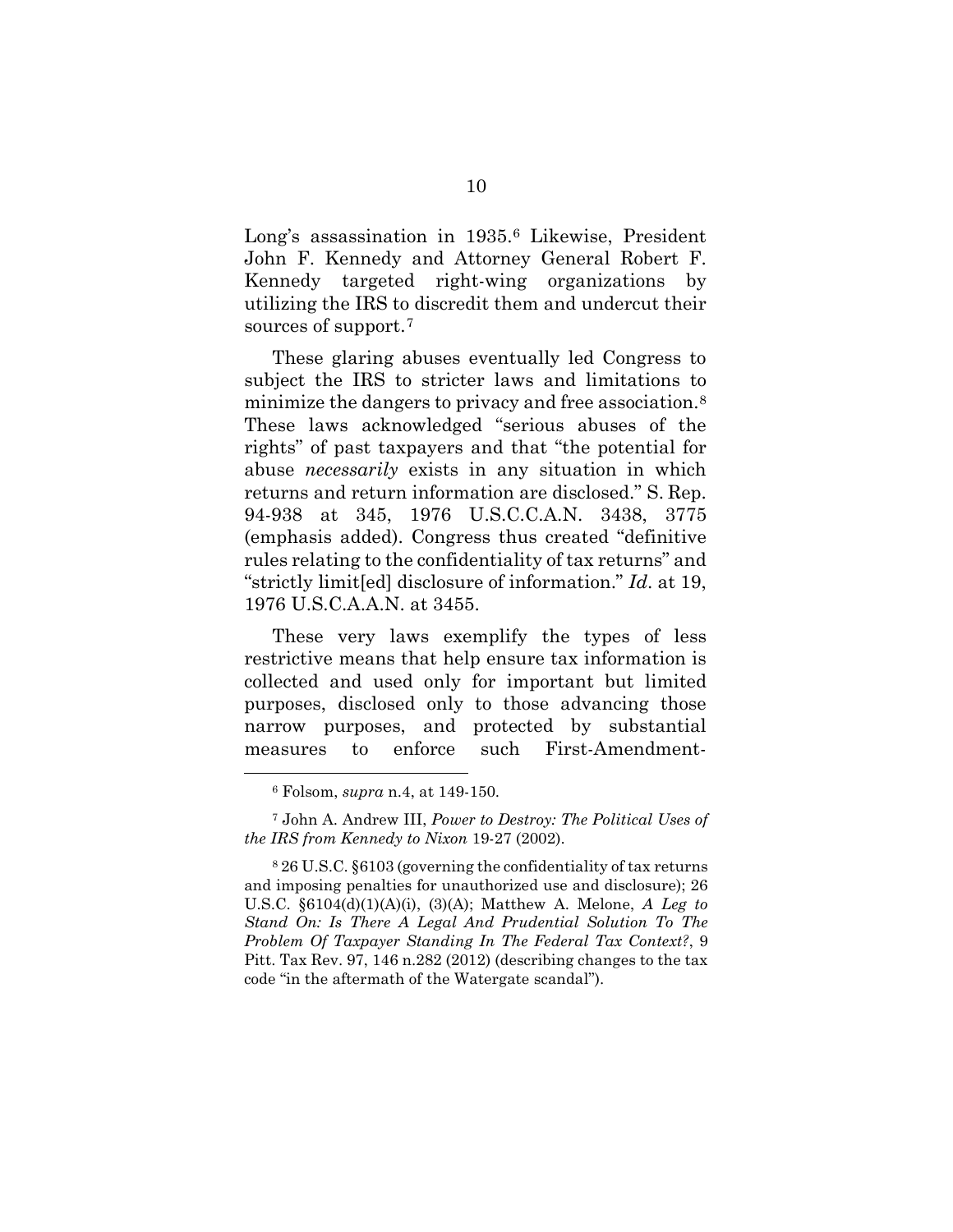Long's assassination in 1935.[6] Likewise, President John F. Kennedy and Attorney General Robert F. Kennedy targeted right-wing organizations by utilizing the IRS to discredit them and undercut their sources of support.[7]

These glaring abuses eventually led Congress to subject the IRS to stricter laws and limitations to minimize the dangers to privacy and free association.[8] These laws acknowledged "serious abuses of the rights" of past taxpayers and that "the potential for abuse *necessarily* exists in any situation in which returns and return information are disclosed." S. Rep. 94-938 at 345, 1976 U.S.C.C.A.N. 3438, 3775 (emphasis added). Congress thus created "definitive rules relating to the confidentiality of tax returns" and "strictly limit[ed] disclosure of information." *Id.* at 19, 1976 U.S.C.A.A.N. at 3455.

These very laws exemplify the types of less restrictive means that help ensure tax information is collected and used only for important but limited purposes, disclosed only to those advancing those narrow purposes, and protected by substantial measures to enforce such First-Amendment-

---

[6] Folsom, *supra* n.4, at 149-150.

[7] John A. Andrew III, *Power to Destroy: The Political Uses of the IRS from Kennedy to Nixon* 19-27 (2002).

[8] 26 U.S.C. §6103 (governing the confidentiality of tax returns and imposing penalties for unauthorized use and disclosure); 26 U.S.C. §6104(d)(1)(A)(i), (3)(A); Matthew A. Melone, *A Leg to Stand On: Is There A Legal And Prudential Solution To The Problem Of Taxpayer Standing In The Federal Tax Context?*, 9 Pitt. Tax Rev. 97, 146 n.282 (2012) (describing changes to the tax code "in the aftermath of the Watergate scandal").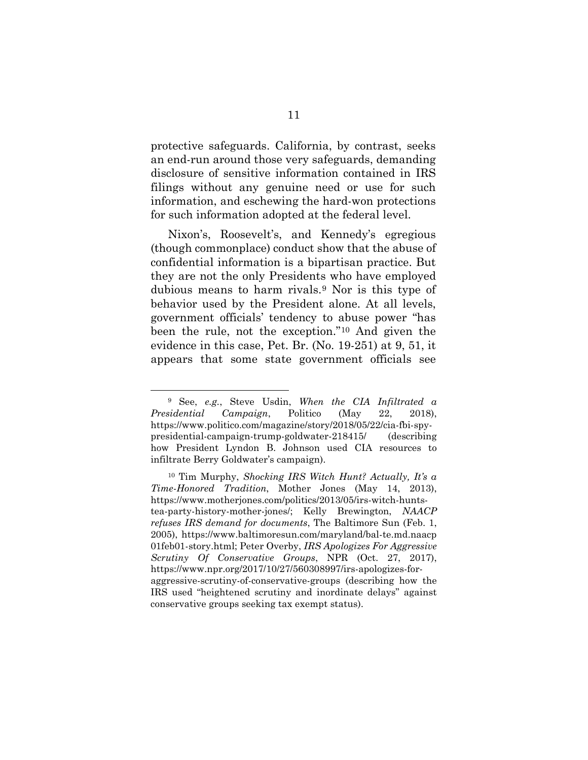protective safeguards. California, by contrast, seeks an end-run around those very safeguards, demanding disclosure of sensitive information contained in IRS filings without any genuine need or use for such information, and eschewing the hard-won protections for such information adopted at the federal level.

Nixon's, Roosevelt's, and Kennedy's egregious (though commonplace) conduct show that the abuse of confidential information is a bipartisan practice. But they are not the only Presidents who have employed dubious means to harm rivals.[9] Nor is this type of behavior used by the President alone. At all levels, government officials' tendency to abuse power "has been the rule, not the exception."[10] And given the evidence in this case, Pet. Br. (No. 19-251) at 9, 51, it appears that some state government officials see

---

[9] See, *e.g.*, Steve Usdin, *When the CIA Infiltrated a Presidential Campaign*, Politico (May 22, 2018), https://www.politico.com/magazine/story/2018/05/22/cia-fbi-spy-presidential-campaign-trump-goldwater-218415/ (describing how President Lyndon B. Johnson used CIA resources to infiltrate Berry Goldwater's campaign).

[10] Tim Murphy, *Shocking IRS Witch Hunt? Actually, It's a Time-Honored Tradition*, Mother Jones (May 14, 2013), https://www.motherjones.com/politics/2013/05/irs-witch-hunts-tea-party-history-mother-jones/; Kelly Brewington, *NAACP refuses IRS demand for documents*, The Baltimore Sun (Feb. 1, 2005), https://www.baltimoresun.com/maryland/bal-te.md.naacp01feb01-story.html; Peter Overby, *IRS Apologizes For Aggressive Scrutiny Of Conservative Groups*, NPR (Oct. 27, 2017), https://www.npr.org/2017/10/27/560308997/irs-apologizes-for-aggressive-scrutiny-of-conservative-groups (describing how the IRS used "heightened scrutiny and inordinate delays" against conservative groups seeking tax exempt status).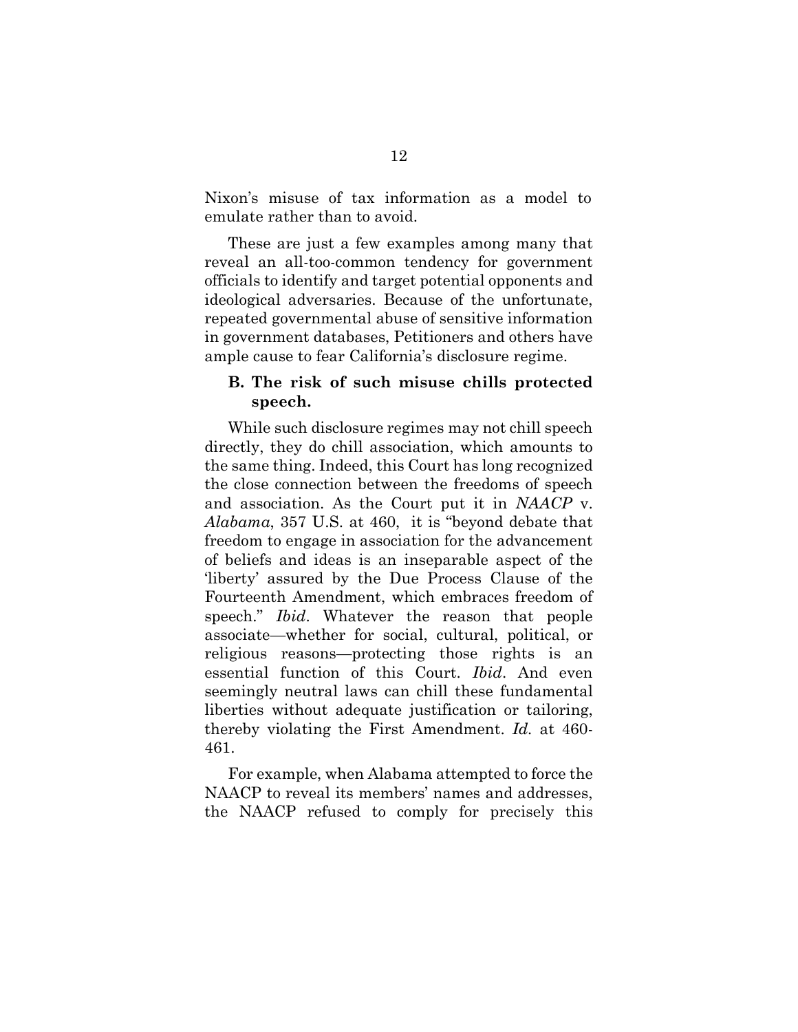Nixon's misuse of tax information as a model to emulate rather than to avoid.

These are just a few examples among many that reveal an all-too-common tendency for government officials to identify and target potential opponents and ideological adversaries. Because of the unfortunate, repeated governmental abuse of sensitive information in government databases, Petitioners and others have ample cause to fear California's disclosure regime.

### B. The risk of such misuse chills protected speech.

While such disclosure regimes may not chill speech directly, they do chill association, which amounts to the same thing. Indeed, this Court has long recognized the close connection between the freedoms of speech and association. As the Court put it in *NAACP* v. *Alabama*, 357 U.S. at 460, it is "beyond debate that freedom to engage in association for the advancement of beliefs and ideas is an inseparable aspect of the 'liberty' assured by the Due Process Clause of the Fourteenth Amendment, which embraces freedom of speech." *Ibid*. Whatever the reason that people associate—whether for social, cultural, political, or religious reasons—protecting those rights is an essential function of this Court. *Ibid*. And even seemingly neutral laws can chill these fundamental liberties without adequate justification or tailoring, thereby violating the First Amendment. *Id.* at 460-461.

For example, when Alabama attempted to force the NAACP to reveal its members' names and addresses, the NAACP refused to comply for precisely this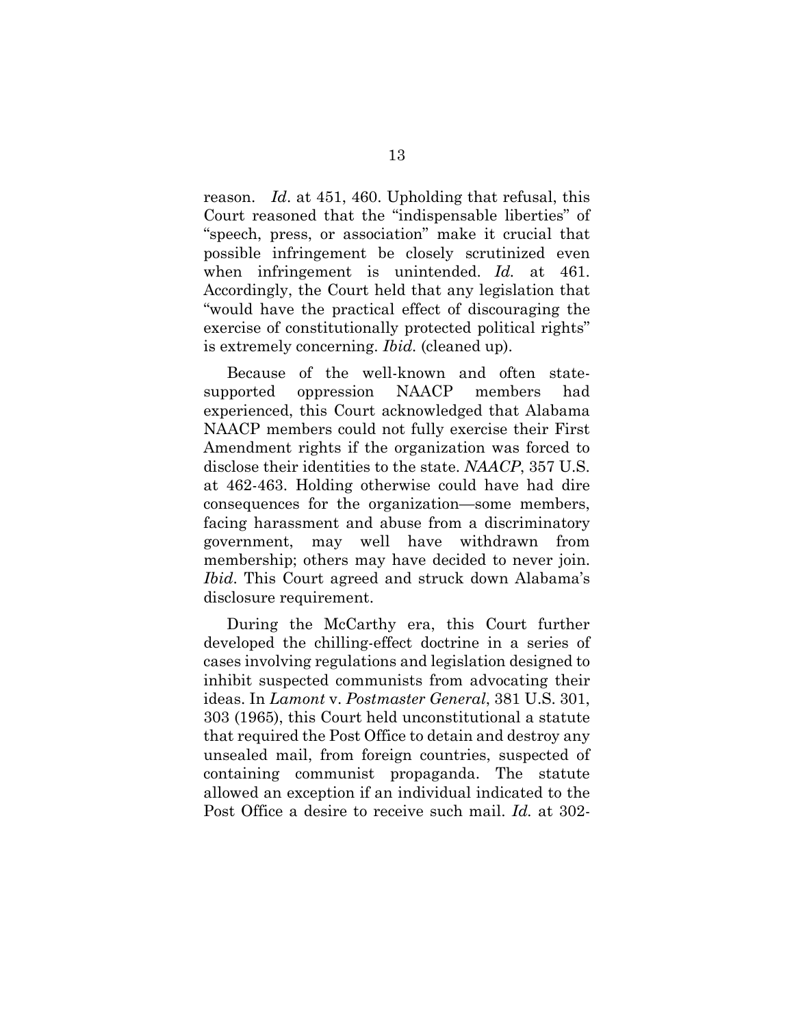reason. *Id*. at 451, 460. Upholding that refusal, this Court reasoned that the "indispensable liberties" of "speech, press, or association" make it crucial that possible infringement be closely scrutinized even when infringement is unintended. *Id.* at 461. Accordingly, the Court held that any legislation that "would have the practical effect of discouraging the exercise of constitutionally protected political rights" is extremely concerning. *Ibid.* (cleaned up).

Because of the well-known and often state-supported oppression NAACP members had experienced, this Court acknowledged that Alabama NAACP members could not fully exercise their First Amendment rights if the organization was forced to disclose their identities to the state. *NAACP*, 357 U.S. at 462-463. Holding otherwise could have had dire consequences for the organization—some members, facing harassment and abuse from a discriminatory government, may well have withdrawn from membership; others may have decided to never join. *Ibid*. This Court agreed and struck down Alabama's disclosure requirement.

During the McCarthy era, this Court further developed the chilling-effect doctrine in a series of cases involving regulations and legislation designed to inhibit suspected communists from advocating their ideas. In *Lamont* v. *Postmaster General*, 381 U.S. 301, 303 (1965), this Court held unconstitutional a statute that required the Post Office to detain and destroy any unsealed mail, from foreign countries, suspected of containing communist propaganda. The statute allowed an exception if an individual indicated to the Post Office a desire to receive such mail. *Id.* at 302-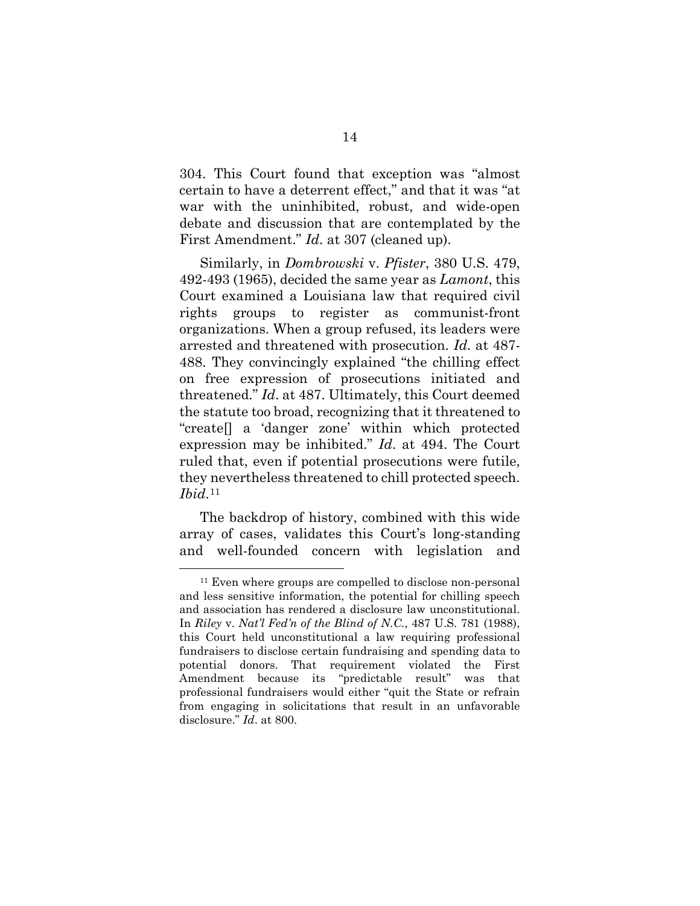304. This Court found that exception was "almost certain to have a deterrent effect," and that it was "at war with the uninhibited, robust, and wide-open debate and discussion that are contemplated by the First Amendment." *Id.* at 307 (cleaned up).

Similarly, in *Dombrowski* v. *Pfister*, 380 U.S. 479, 492-493 (1965), decided the same year as *Lamont*, this Court examined a Louisiana law that required civil rights groups to register as communist-front organizations. When a group refused, its leaders were arrested and threatened with prosecution. *Id.* at 487-488. They convincingly explained "the chilling effect on free expression of prosecutions initiated and threatened." *Id.* at 487. Ultimately, this Court deemed the statute too broad, recognizing that it threatened to "create[] a 'danger zone' within which protected expression may be inhibited." *Id.* at 494. The Court ruled that, even if potential prosecutions were futile, they nevertheless threatened to chill protected speech. *Ibid.*[11]

The backdrop of history, combined with this wide array of cases, validates this Court's long-standing and well-founded concern with legislation and

[11] Even where groups are compelled to disclose non-personal and less sensitive information, the potential for chilling speech and association has rendered a disclosure law unconstitutional. In *Riley* v. *Nat'l Fed'n of the Blind of N.C.*, 487 U.S. 781 (1988), this Court held unconstitutional a law requiring professional fundraisers to disclose certain fundraising and spending data to potential donors. That requirement violated the First Amendment because its "predictable result" was that professional fundraisers would either "quit the State or refrain from engaging in solicitations that result in an unfavorable disclosure." *Id.* at 800.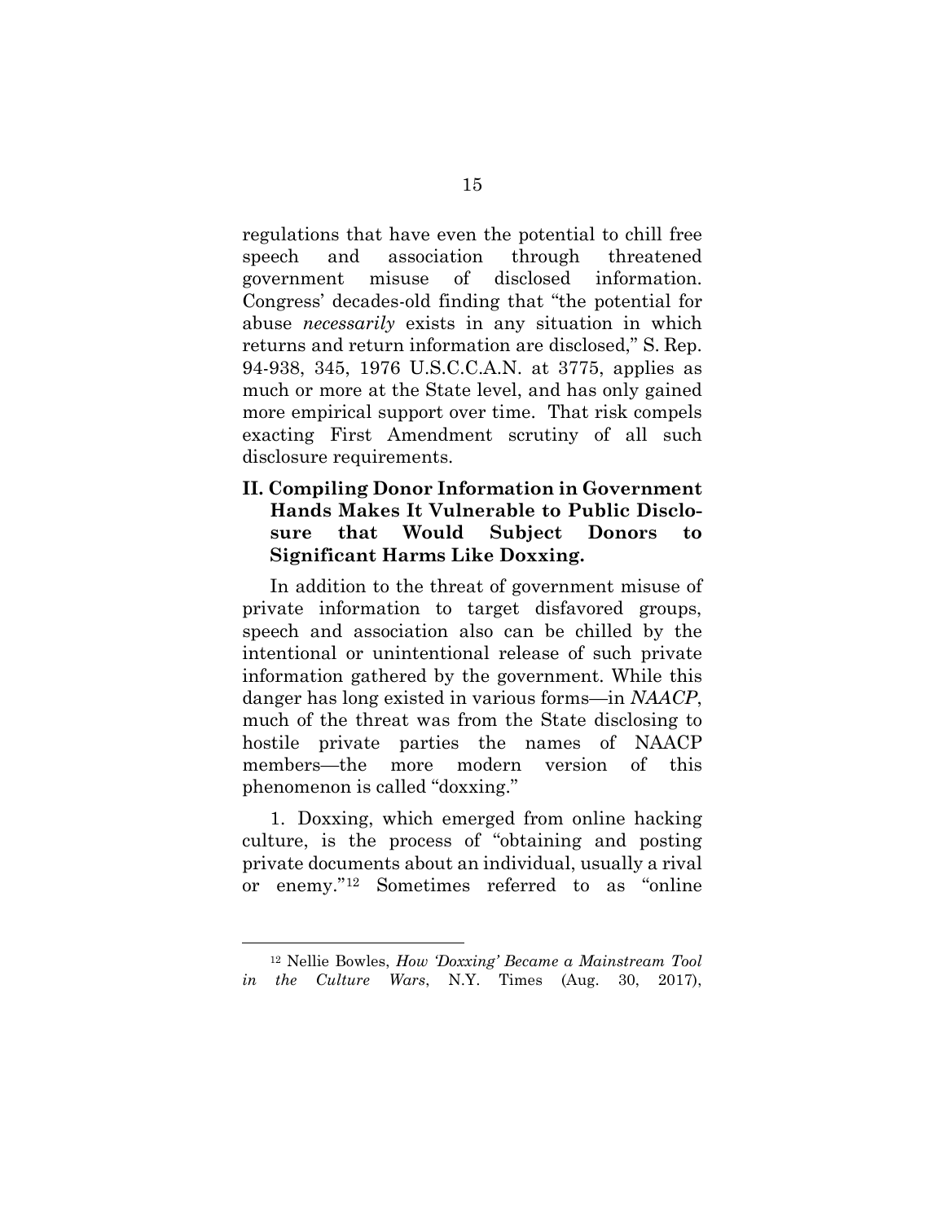regulations that have even the potential to chill free speech and association through threatened government misuse of disclosed information. Congress' decades-old finding that "the potential for abuse *necessarily* exists in any situation in which returns and return information are disclosed," S. Rep. 94-938, 345, 1976 U.S.C.C.A.N. at 3775, applies as much or more at the State level, and has only gained more empirical support over time. That risk compels exacting First Amendment scrutiny of all such disclosure requirements.

## II. Compiling Donor Information in Government Hands Makes It Vulnerable to Public Disclosure that Would Subject Donors to Significant Harms Like Doxxing.

In addition to the threat of government misuse of private information to target disfavored groups, speech and association also can be chilled by the intentional or unintentional release of such private information gathered by the government. While this danger has long existed in various forms—in *NAACP*, much of the threat was from the State disclosing to hostile private parties the names of NAACP members—the more modern version of this phenomenon is called "doxxing."

1. Doxxing, which emerged from online hacking culture, is the process of "obtaining and posting private documents about an individual, usually a rival or enemy."[12] Sometimes referred to as "online

---

[12] Nellie Bowles, *How 'Doxxing' Became a Mainstream Tool in the Culture Wars*, N.Y. Times (Aug. 30, 2017),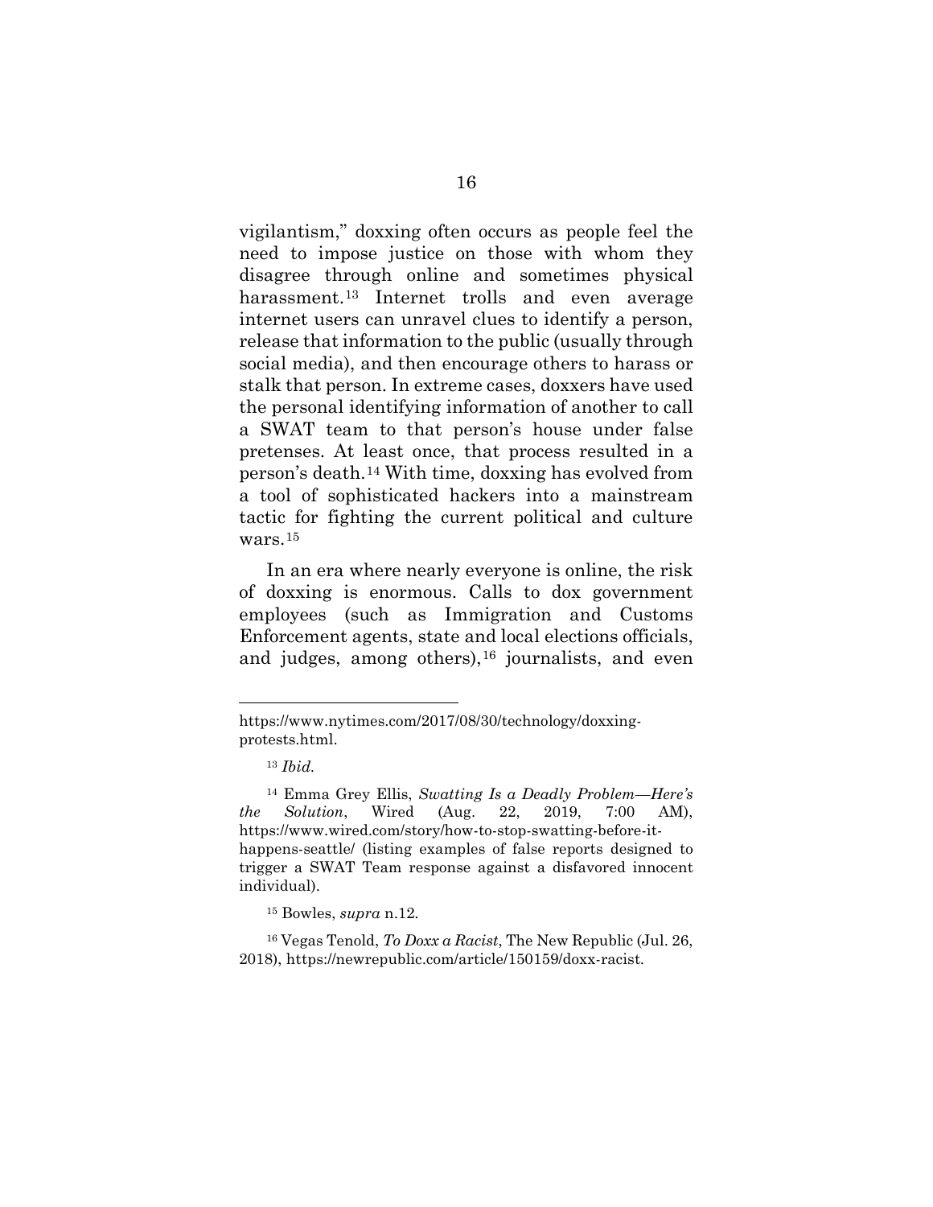vigilantism," doxxing often occurs as people feel the need to impose justice on those with whom they disagree through online and sometimes physical harassment.[13] Internet trolls and even average internet users can unravel clues to identify a person, release that information to the public (usually through social media), and then encourage others to harass or stalk that person. In extreme cases, doxxers have used the personal identifying information of another to call a SWAT team to that person's house under false pretenses. At least once, that process resulted in a person's death.[14] With time, doxxing has evolved from a tool of sophisticated hackers into a mainstream tactic for fighting the current political and culture wars.[15]

In an era where nearly everyone is online, the risk of doxxing is enormous. Calls to dox government employees (such as Immigration and Customs Enforcement agents, state and local elections officials, and judges, among others),[16] journalists, and even

---

https://www.nytimes.com/2017/08/30/technology/doxxing-protests.html.

[13] *Ibid.*

[14] Emma Grey Ellis, *Swatting Is a Deadly Problem—Here's the Solution*, Wired (Aug. 22, 2019, 7:00 AM), https://www.wired.com/story/how-to-stop-swatting-before-it-happens-seattle/ (listing examples of false reports designed to trigger a SWAT Team response against a disfavored innocent individual).

[15] Bowles, *supra* n.12.

[16] Vegas Tenold, *To Doxx a Racist*, The New Republic (Jul. 26, 2018), https://newrepublic.com/article/150159/doxx-racist.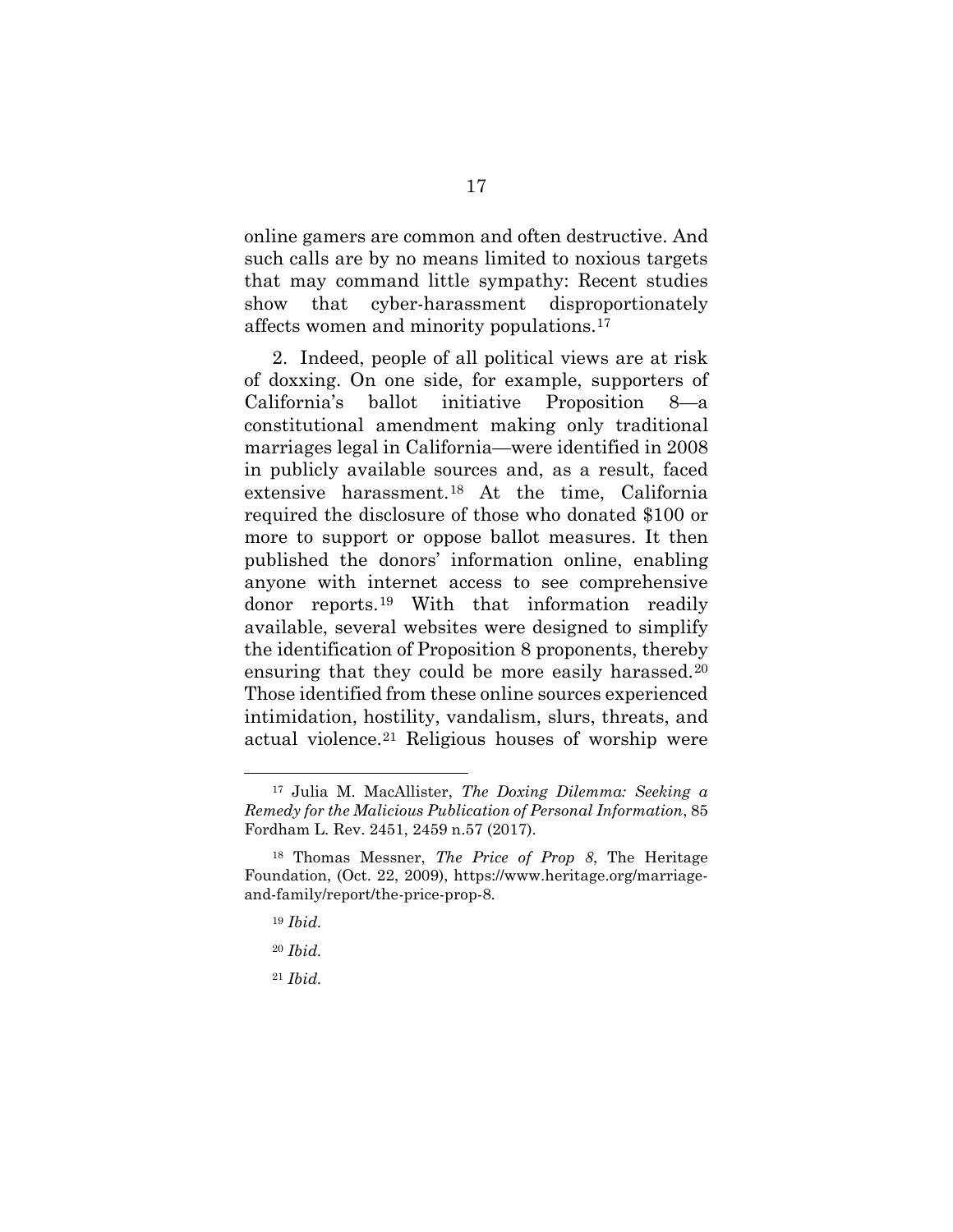online gamers are common and often destructive. And such calls are by no means limited to noxious targets that may command little sympathy: Recent studies show that cyber-harassment disproportionately affects women and minority populations.[17]

2. Indeed, people of all political views are at risk of doxxing. On one side, for example, supporters of California's ballot initiative Proposition 8—a constitutional amendment making only traditional marriages legal in California—were identified in 2008 in publicly available sources and, as a result, faced extensive harassment.[18] At the time, California required the disclosure of those who donated $100 or more to support or oppose ballot measures. It then published the donors' information online, enabling anyone with internet access to see comprehensive donor reports.[19] With that information readily available, several websites were designed to simplify the identification of Proposition 8 proponents, thereby ensuring that they could be more easily harassed.[20] Those identified from these online sources experienced intimidation, hostility, vandalism, slurs, threats, and actual violence.[21] Religious houses of worship were

---

[17] Julia M. MacAllister, *The Doxing Dilemma: Seeking a Remedy for the Malicious Publication of Personal Information*, 85 Fordham L. Rev. 2451, 2459 n.57 (2017).

[18] Thomas Messner, *The Price of Prop 8*, The Heritage Foundation, (Oct. 22, 2009), https://www.heritage.org/marriage-and-family/report/the-price-prop-8.

[19] *Ibid.*

[20] *Ibid.*

[21] *Ibid.*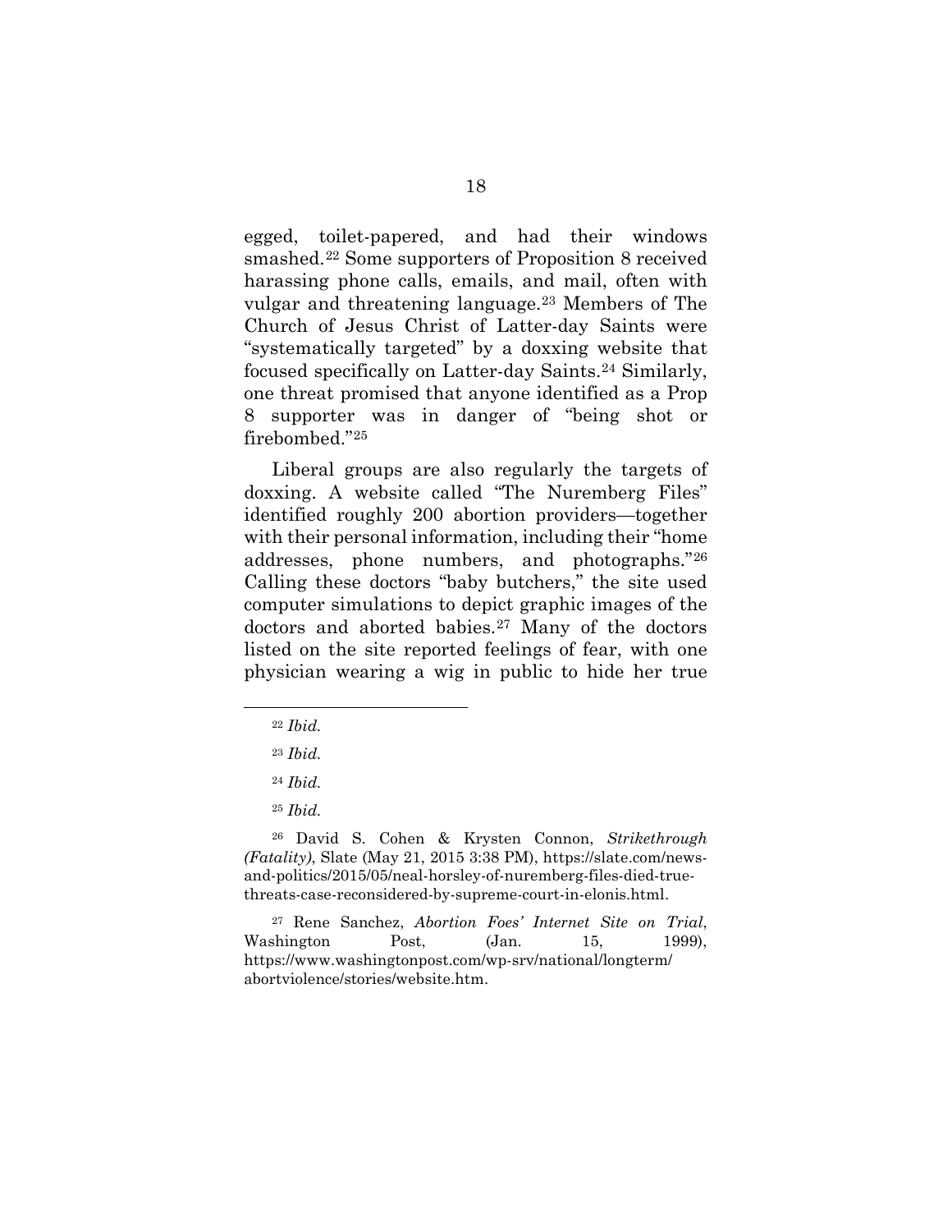egged, toilet-papered, and had their windows smashed.[22] Some supporters of Proposition 8 received harassing phone calls, emails, and mail, often with vulgar and threatening language.[23] Members of The Church of Jesus Christ of Latter-day Saints were "systematically targeted" by a doxxing website that focused specifically on Latter-day Saints.[24] Similarly, one threat promised that anyone identified as a Prop 8 supporter was in danger of "being shot or firebombed."[25]

Liberal groups are also regularly the targets of doxxing. A website called "The Nuremberg Files" identified roughly 200 abortion providers—together with their personal information, including their "home addresses, phone numbers, and photographs."[26] Calling these doctors "baby butchers," the site used computer simulations to depict graphic images of the doctors and aborted babies.[27] Many of the doctors listed on the site reported feelings of fear, with one physician wearing a wig in public to hide her true

---

[22] *Ibid.*

[23] *Ibid.*

[24] *Ibid.*

[25] *Ibid.*

[26] David S. Cohen & Krysten Connon, *Strikethrough (Fatality)*, Slate (May 21, 2015 3:38 PM), https://slate.com/news-and-politics/2015/05/neal-horsley-of-nuremberg-files-died-true-threats-case-reconsidered-by-supreme-court-in-elonis.html.

[27] Rene Sanchez, *Abortion Foes' Internet Site on Trial*, Washington Post, (Jan. 15, 1999), https://www.washingtonpost.com/wp-srv/national/longterm/abortviolence/stories/website.htm.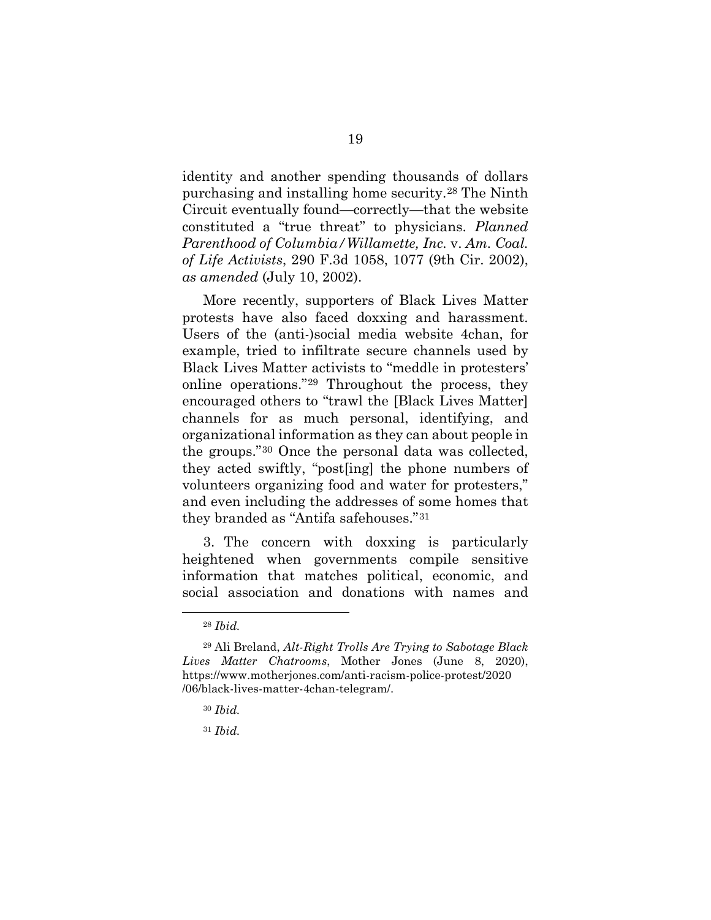identity and another spending thousands of dollars purchasing and installing home security.[28] The Ninth Circuit eventually found—correctly—that the website constituted a "true threat" to physicians. *Planned Parenthood of Columbia/Willamette, Inc.* v. *Am. Coal. of Life Activists*, 290 F.3d 1058, 1077 (9th Cir. 2002), *as amended* (July 10, 2002).

More recently, supporters of Black Lives Matter protests have also faced doxxing and harassment. Users of the (anti-)social media website 4chan, for example, tried to infiltrate secure channels used by Black Lives Matter activists to "meddle in protesters' online operations."[29] Throughout the process, they encouraged others to "trawl the [Black Lives Matter] channels for as much personal, identifying, and organizational information as they can about people in the groups."[30] Once the personal data was collected, they acted swiftly, "post[ing] the phone numbers of volunteers organizing food and water for protesters," and even including the addresses of some homes that they branded as "Antifa safehouses."[31]

3. The concern with doxxing is particularly heightened when governments compile sensitive information that matches political, economic, and social association and donations with names and

---

[28] *Ibid.*

[29] Ali Breland, *Alt-Right Trolls Are Trying to Sabotage Black Lives Matter Chatrooms*, Mother Jones (June 8, 2020), https://www.motherjones.com/anti-racism-police-protest/2020/06/black-lives-matter-4chan-telegram/.

[30] *Ibid.*

[31] *Ibid.*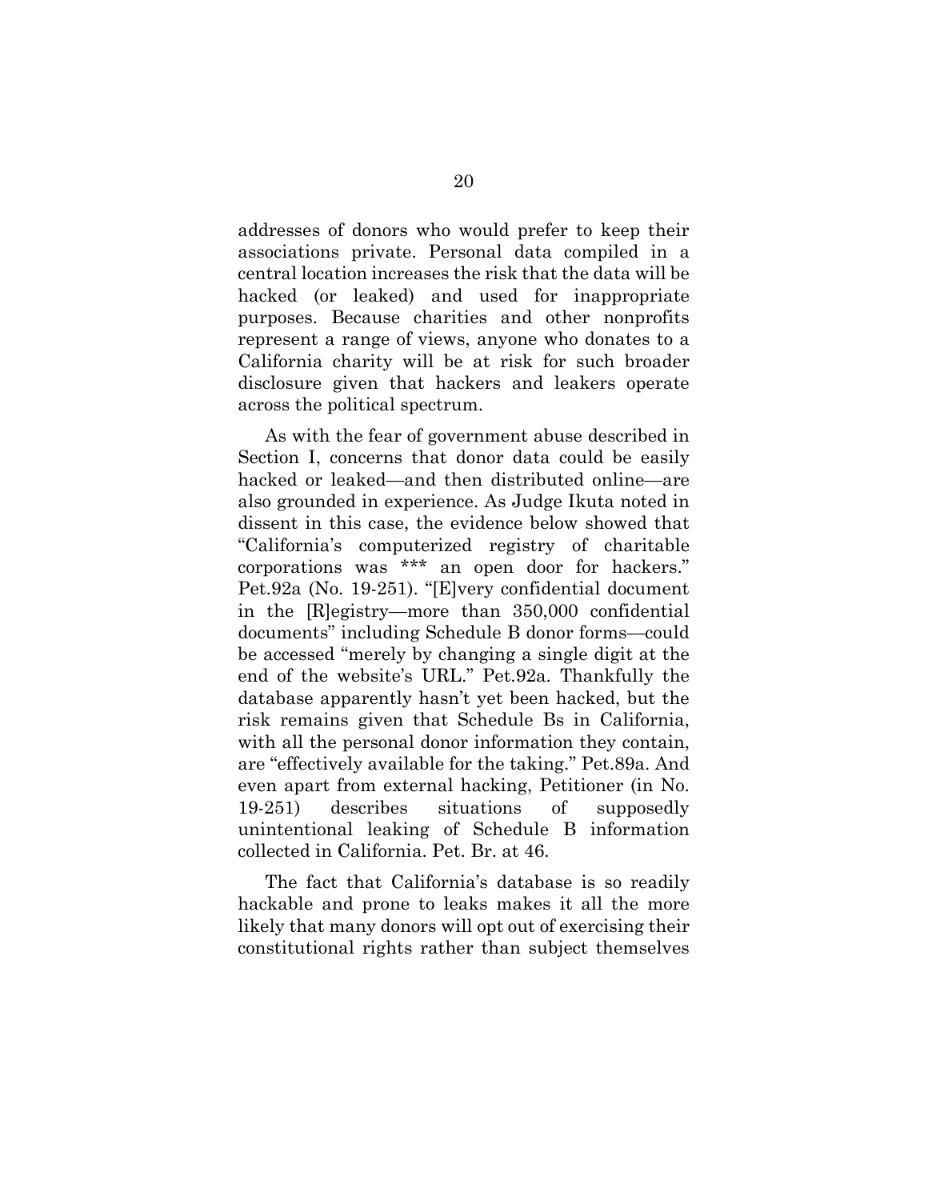addresses of donors who would prefer to keep their associations private. Personal data compiled in a central location increases the risk that the data will be hacked (or leaked) and used for inappropriate purposes. Because charities and other nonprofits represent a range of views, anyone who donates to a California charity will be at risk for such broader disclosure given that hackers and leakers operate across the political spectrum.

As with the fear of government abuse described in Section I, concerns that donor data could be easily hacked or leaked—and then distributed online—are also grounded in experience. As Judge Ikuta noted in dissent in this case, the evidence below showed that "California's computerized registry of charitable corporations was *** an open door for hackers." Pet.92a (No. 19-251). "[E]very confidential document in the [R]egistry—more than 350,000 confidential documents" including Schedule B donor forms—could be accessed "merely by changing a single digit at the end of the website's URL." Pet.92a. Thankfully the database apparently hasn't yet been hacked, but the risk remains given that Schedule Bs in California, with all the personal donor information they contain, are "effectively available for the taking." Pet.89a. And even apart from external hacking, Petitioner (in No. 19-251) describes situations of supposedly unintentional leaking of Schedule B information collected in California. Pet. Br. at 46.

The fact that California's database is so readily hackable and prone to leaks makes it all the more likely that many donors will opt out of exercising their constitutional rights rather than subject themselves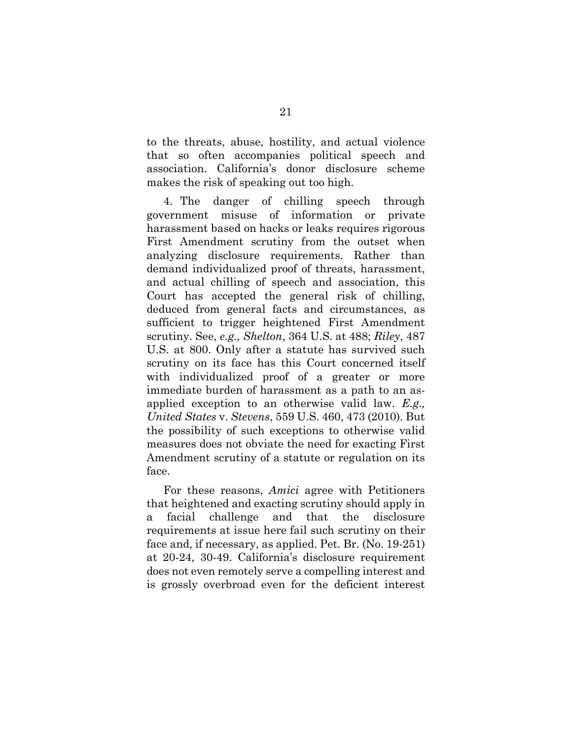to the threats, abuse, hostility, and actual violence that so often accompanies political speech and association. California's donor disclosure scheme makes the risk of speaking out too high.

4. The danger of chilling speech through government misuse of information or private harassment based on hacks or leaks requires rigorous First Amendment scrutiny from the outset when analyzing disclosure requirements. Rather than demand individualized proof of threats, harassment, and actual chilling of speech and association, this Court has accepted the general risk of chilling, deduced from general facts and circumstances, as sufficient to trigger heightened First Amendment scrutiny. See, *e.g., Shelton*, 364 U.S. at 488; *Riley*, 487 U.S. at 800. Only after a statute has survived such scrutiny on its face has this Court concerned itself with individualized proof of a greater or more immediate burden of harassment as a path to an as-applied exception to an otherwise valid law. *E.g., United States* v. *Stevens*, 559 U.S. 460, 473 (2010). But the possibility of such exceptions to otherwise valid measures does not obviate the need for exacting First Amendment scrutiny of a statute or regulation on its face.

For these reasons, *Amici* agree with Petitioners that heightened and exacting scrutiny should apply in a facial challenge and that the disclosure requirements at issue here fail such scrutiny on their face and, if necessary, as applied. Pet. Br. (No. 19-251) at 20-24, 30-49. California's disclosure requirement does not even remotely serve a compelling interest and is grossly overbroad even for the deficient interest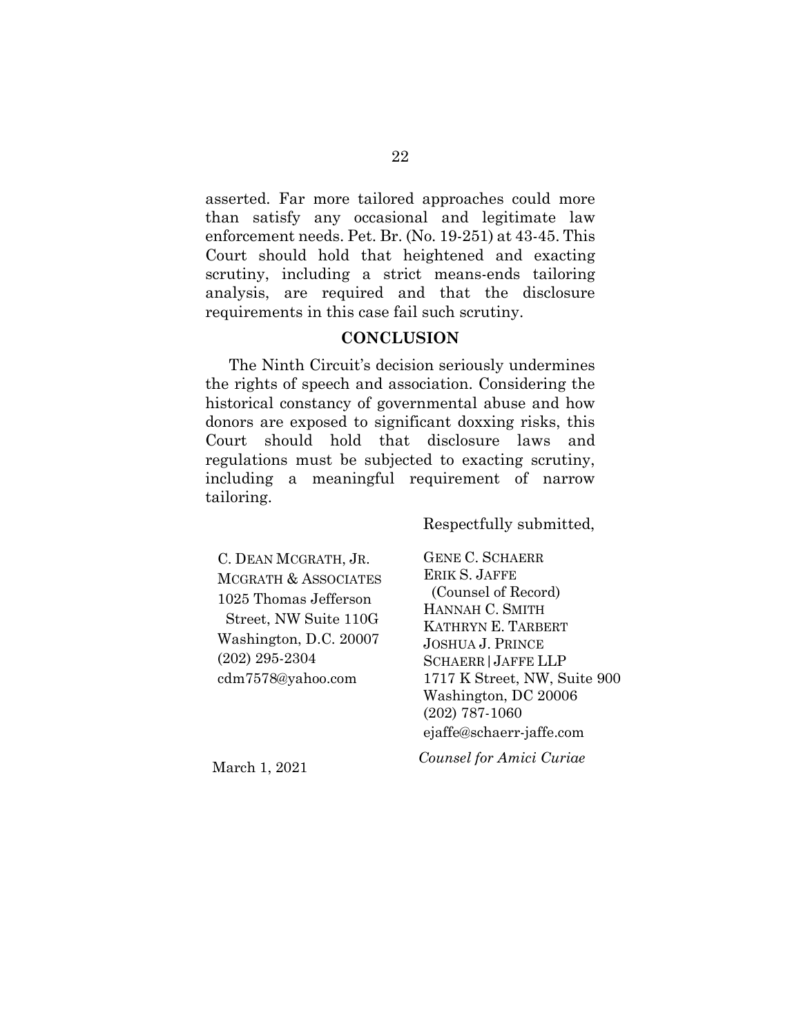asserted. Far more tailored approaches could more than satisfy any occasional and legitimate law enforcement needs. Pet. Br. (No. 19-251) at 43-45. This Court should hold that heightened and exacting scrutiny, including a strict means-ends tailoring analysis, are required and that the disclosure requirements in this case fail such scrutiny.

## CONCLUSION

The Ninth Circuit's decision seriously undermines the rights of speech and association. Considering the historical constancy of governmental abuse and how donors are exposed to significant doxxing risks, this Court should hold that disclosure laws and regulations must be subjected to exacting scrutiny, including a meaningful requirement of narrow tailoring.

Respectfully submitted,

C. DEAN MCGRATH, JR.
MCGRATH & ASSOCIATES
1025 Thomas Jefferson Street, NW Suite 110G
Washington, D.C. 20007
(202) 295-2304
cdm7578@yahoo.com

GENE C. SCHAERR
ERIK S. JAFFE
(Counsel of Record)
HANNAH C. SMITH
KATHRYN E. TARBERT
JOSHUA J. PRINCE
SCHAERR | JAFFE LLP
1717 K Street, NW, Suite 900
Washington, DC 20006
(202) 787-1060
ejaffe@schaerr-jaffe.com

*Counsel for Amici Curiae*

March 1, 2021